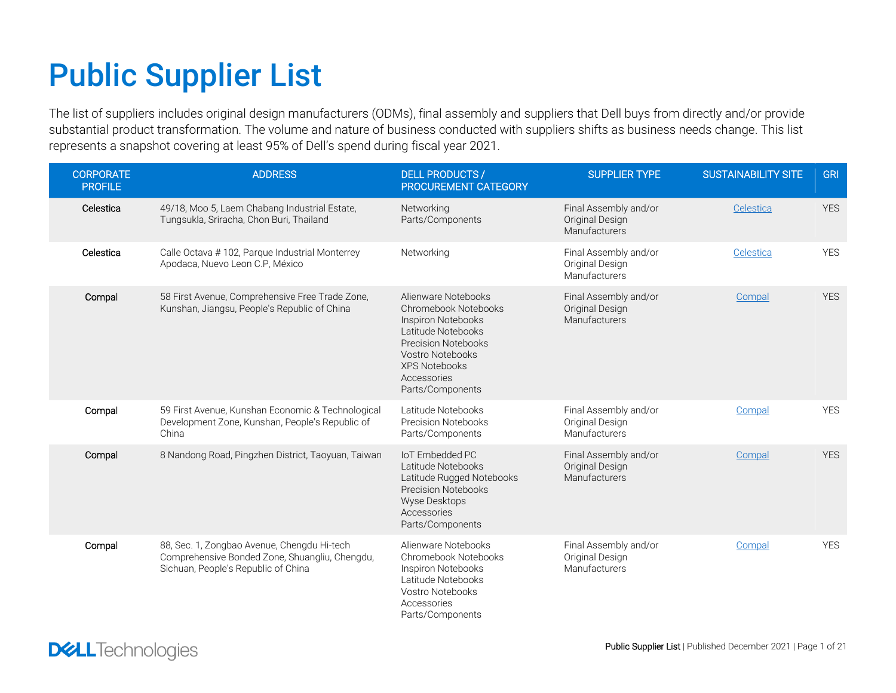# Public Supplier List

The list of suppliers includes original design manufacturers (ODMs), final assembly and suppliers that Dell buys from directly and/or provide substantial product transformation. The volume and nature of business conducted with suppliers shifts as business needs change. This list represents a snapshot covering at least 95% of Dell's spend during fiscal year 2021.

| CORPORATE PROFILE | ADDRESS | DELL PRODUCTS / PROCUREMENT CATEGORY | SUPPLIER TYPE | SUSTAINABILITY SITE | GRI |
|---|---|---|---|---|---|
| Celestica | 49/18, Moo 5, Laem Chabang Industrial Estate, Tungsukla, Sriracha, Chon Buri, Thailand | Networking<br>Parts/Components | Final Assembly and/or Original Design Manufacturers | Celestica | YES |
| Celestica | Calle Octava # 102, Parque Industrial Monterrey Apodaca, Nuevo Leon C.P, México | Networking | Final Assembly and/or Original Design Manufacturers | Celestica | YES |
| Compal | 58 First Avenue, Comprehensive Free Trade Zone, Kunshan, Jiangsu, People's Republic of China | Alienware Notebooks<br>Chromebook Notebooks<br>Inspiron Notebooks<br>Latitude Notebooks<br>Precision Notebooks<br>Vostro Notebooks<br>XPS Notebooks<br>Accessories<br>Parts/Components | Final Assembly and/or Original Design Manufacturers | Compal | YES |
| Compal | 59 First Avenue, Kunshan Economic & Technological Development Zone, Kunshan, People's Republic of China | Latitude Notebooks<br>Precision Notebooks<br>Parts/Components | Final Assembly and/or Original Design Manufacturers | Compal | YES |
| Compal | 8 Nandong Road, Pingzhen District, Taoyuan, Taiwan | IoT Embedded PC<br>Latitude Notebooks<br>Latitude Rugged Notebooks<br>Precision Notebooks<br>Wyse Desktops<br>Accessories<br>Parts/Components | Final Assembly and/or Original Design Manufacturers | Compal | YES |
| Compal | 88, Sec. 1, Zongbao Avenue, Chengdu Hi-tech Comprehensive Bonded Zone, Shuangliu, Chengdu, Sichuan, People's Republic of China | Alienware Notebooks<br>Chromebook Notebooks<br>Inspiron Notebooks<br>Latitude Notebooks<br>Vostro Notebooks<br>Accessories<br>Parts/Components | Final Assembly and/or Original Design Manufacturers | Compal | YES |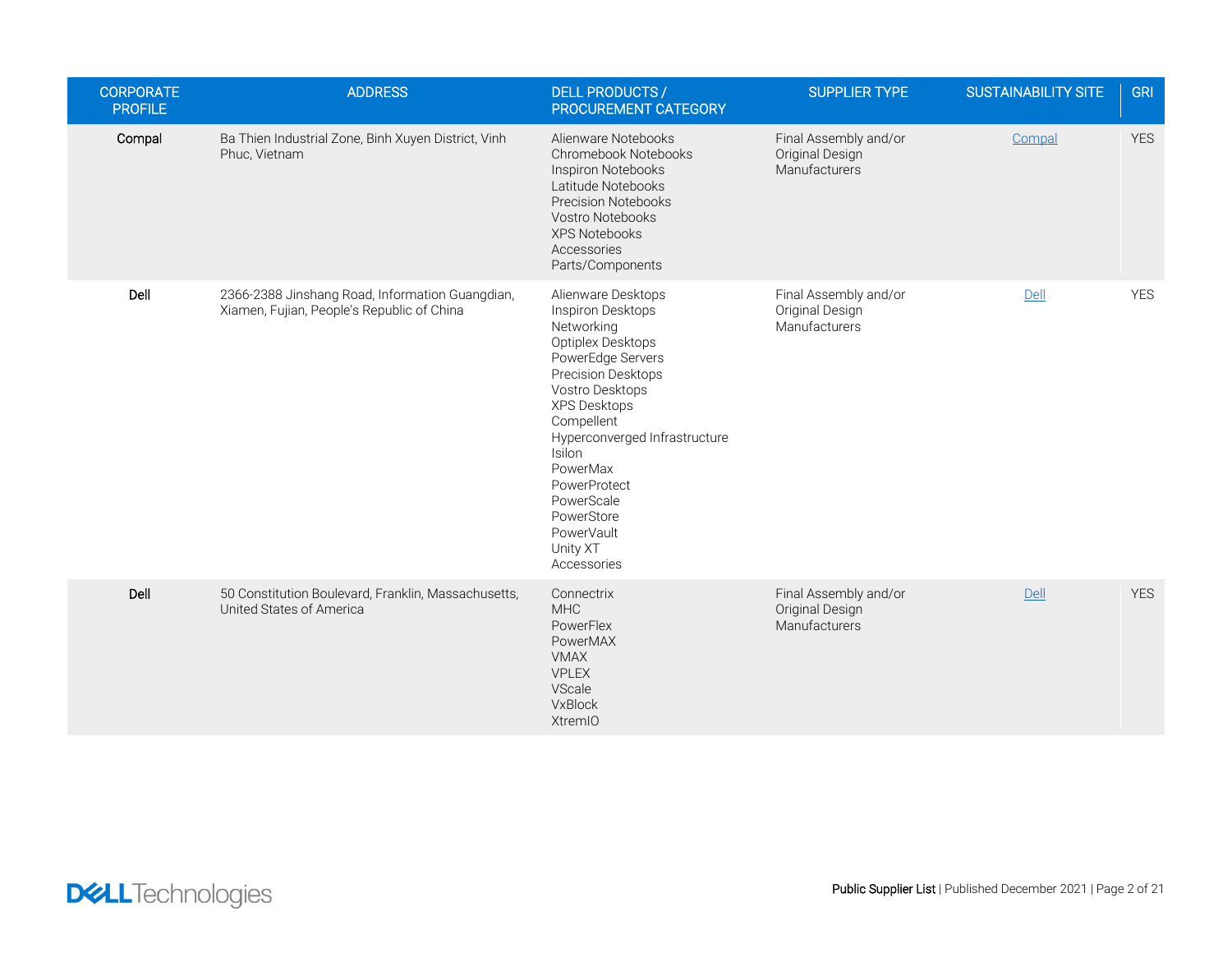| CORPORATE PROFILE | ADDRESS | DELL PRODUCTS / PROCUREMENT CATEGORY | SUPPLIER TYPE | SUSTAINABILITY SITE | GRI |
|---|---|---|---|---|---|
| Compal | Ba Thien Industrial Zone, Binh Xuyen District, Vinh Phuc, Vietnam | Alienware Notebooks<br>Chromebook Notebooks<br>Inspiron Notebooks<br>Latitude Notebooks<br>Precision Notebooks<br>Vostro Notebooks<br>XPS Notebooks<br>Accessories<br>Parts/Components | Final Assembly and/or Original Design Manufacturers | Compal | YES |
| Dell | 2366-2388 Jinshang Road, Information Guangdian, Xiamen, Fujian, People's Republic of China | Alienware Desktops<br>Inspiron Desktops<br>Networking<br>Optiplex Desktops<br>PowerEdge Servers<br>Precision Desktops<br>Vostro Desktops<br>XPS Desktops<br>Compellent<br>Hyperconverged Infrastructure<br>Isilon<br>PowerMax<br>PowerProtect<br>PowerScale<br>PowerStore<br>PowerVault<br>Unity XT<br>Accessories | Final Assembly and/or Original Design Manufacturers | Dell | YES |
| Dell | 50 Constitution Boulevard, Franklin, Massachusetts, United States of America | Connectrix<br>MHC<br>PowerFlex<br>PowerMAX<br>VMAX<br>VPLEX<br>VScale<br>VxBlock<br>XtremIO | Final Assembly and/or Original Design Manufacturers | Dell | YES |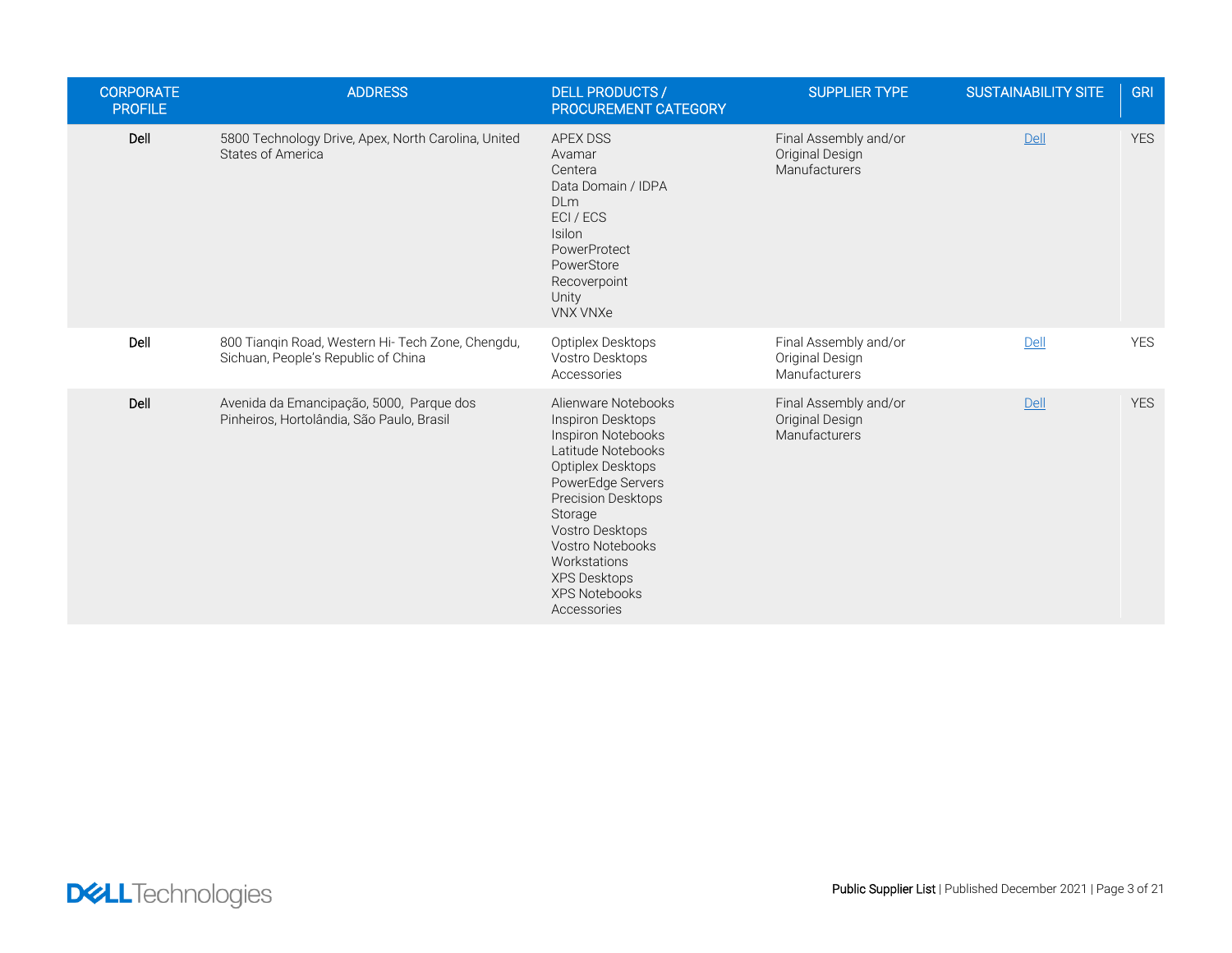| CORPORATE PROFILE | ADDRESS | DELL PRODUCTS / PROCUREMENT CATEGORY | SUPPLIER TYPE | SUSTAINABILITY SITE | GRI |
|---|---|---|---|---|---|
| **Dell** | 5800 Technology Drive, Apex, North Carolina, United States of America | APEX DSS<br>Avamar<br>Centera<br>Data Domain / IDPA<br>DLm<br>ECI / ECS<br>Isilon<br>PowerProtect<br>PowerStore<br>Recoverpoint<br>Unity<br>VNX VNXe | Final Assembly and/or Original Design Manufacturers | Dell | YES |
| **Dell** | 800 Tianqin Road, Western Hi- Tech Zone, Chengdu, Sichuan, People's Republic of China | Optiplex Desktops<br>Vostro Desktops<br>Accessories | Final Assembly and/or Original Design Manufacturers | Dell | YES |
| **Dell** | Avenida da Emancipação, 5000, Parque dos Pinheiros, Hortolândia, São Paulo, Brasil | Alienware Notebooks<br>Inspiron Desktops<br>Inspiron Notebooks<br>Latitude Notebooks<br>Optiplex Desktops<br>PowerEdge Servers<br>Precision Desktops<br>Storage<br>Vostro Desktops<br>Vostro Notebooks<br>Workstations<br>XPS Desktops<br>XPS Notebooks<br>Accessories | Final Assembly and/or Original Design Manufacturers | Dell | YES |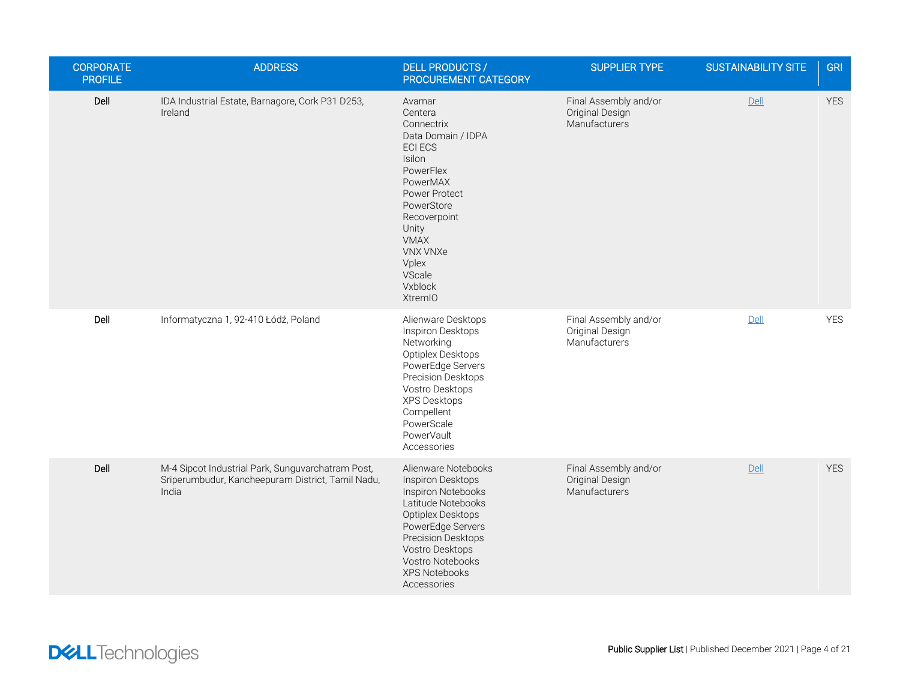| CORPORATE PROFILE | ADDRESS | DELL PRODUCTS / PROCUREMENT CATEGORY | SUPPLIER TYPE | SUSTAINABILITY SITE | GRI |
|---|---|---|---|---|---|
| Dell | IDA Industrial Estate, Barnagore, Cork P31 D253, Ireland | Avamar<br>Centera<br>Connectrix<br>Data Domain / IDPA<br>ECI ECS<br>Isilon<br>PowerFlex<br>PowerMAX<br>Power Protect<br>PowerStore<br>Recoverpoint<br>Unity<br>VMAX<br>VNX VNXe<br>Vplex<br>VScale<br>Vxblock<br>XtremIO | Final Assembly and/or Original Design Manufacturers | Dell | YES |
| Dell | Informatyczna 1, 92-410 Łódź, Poland | Alienware Desktops<br>Inspiron Desktops<br>Networking<br>Optiplex Desktops<br>PowerEdge Servers<br>Precision Desktops<br>Vostro Desktops<br>XPS Desktops<br>Compellent<br>PowerScale<br>PowerVault<br>Accessories | Final Assembly and/or Original Design Manufacturers | Dell | YES |
| Dell | M-4 Sipcot Industrial Park, Sunguvarchatram Post, Sriperumbudur, Kancheepuram District, Tamil Nadu, India | Alienware Notebooks<br>Inspiron Desktops<br>Inspiron Notebooks<br>Latitude Notebooks<br>Optiplex Desktops<br>PowerEdge Servers<br>Precision Desktops<br>Vostro Desktops<br>Vostro Notebooks<br>XPS Notebooks<br>Accessories | Final Assembly and/or Original Design Manufacturers | Dell | YES |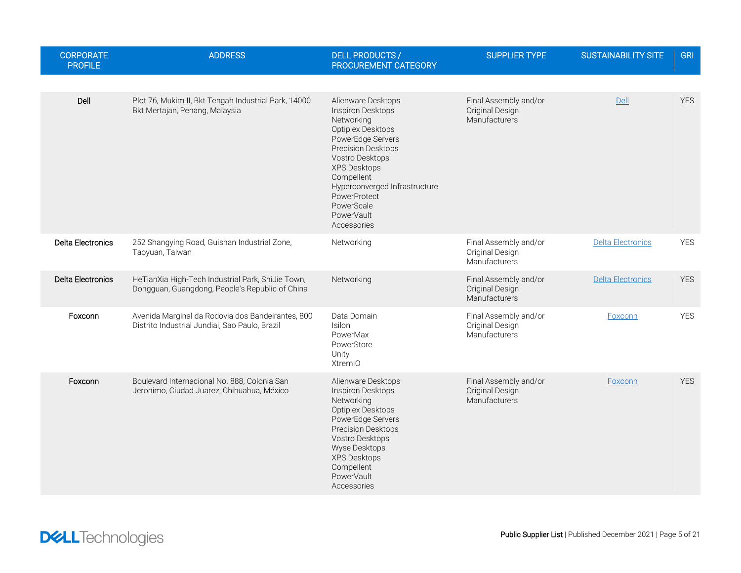| CORPORATE PROFILE | ADDRESS | DELL PRODUCTS / PROCUREMENT CATEGORY | SUPPLIER TYPE | SUSTAINABILITY SITE | GRI |
|---|---|---|---|---|---|
| Dell | Plot 76, Mukim II, Bkt Tengah Industrial Park, 14000 Bkt Mertajan, Penang, Malaysia | Alienware Desktops<br>Inspiron Desktops<br>Networking<br>Optiplex Desktops<br>PowerEdge Servers<br>Precision Desktops<br>Vostro Desktops<br>XPS Desktops<br>Compellent<br>Hyperconverged Infrastructure<br>PowerProtect<br>PowerScale<br>PowerVault<br>Accessories | Final Assembly and/or Original Design Manufacturers | Dell | YES |
| Delta Electronics | 252 Shangying Road, Guishan Industrial Zone, Taoyuan, Taiwan | Networking | Final Assembly and/or Original Design Manufacturers | Delta Electronics | YES |
| Delta Electronics | HeTianXia High-Tech Industrial Park, ShiJie Town, Dongguan, Guangdong, People's Republic of China | Networking | Final Assembly and/or Original Design Manufacturers | Delta Electronics | YES |
| Foxconn | Avenida Marginal da Rodovia dos Bandeirantes, 800 Distrito Industrial Jundiai, Sao Paulo, Brazil | Data Domain<br>Isilon<br>PowerMax<br>PowerStore<br>Unity<br>XtremIO | Final Assembly and/or Original Design Manufacturers | Foxconn | YES |
| Foxconn | Boulevard Internacional No. 888, Colonia San Jeronimo, Ciudad Juarez, Chihuahua, México | Alienware Desktops<br>Inspiron Desktops<br>Networking<br>Optiplex Desktops<br>PowerEdge Servers<br>Precision Desktops<br>Vostro Desktops<br>Wyse Desktops<br>XPS Desktops<br>Compellent<br>PowerVault<br>Accessories | Final Assembly and/or Original Design Manufacturers | Foxconn | YES |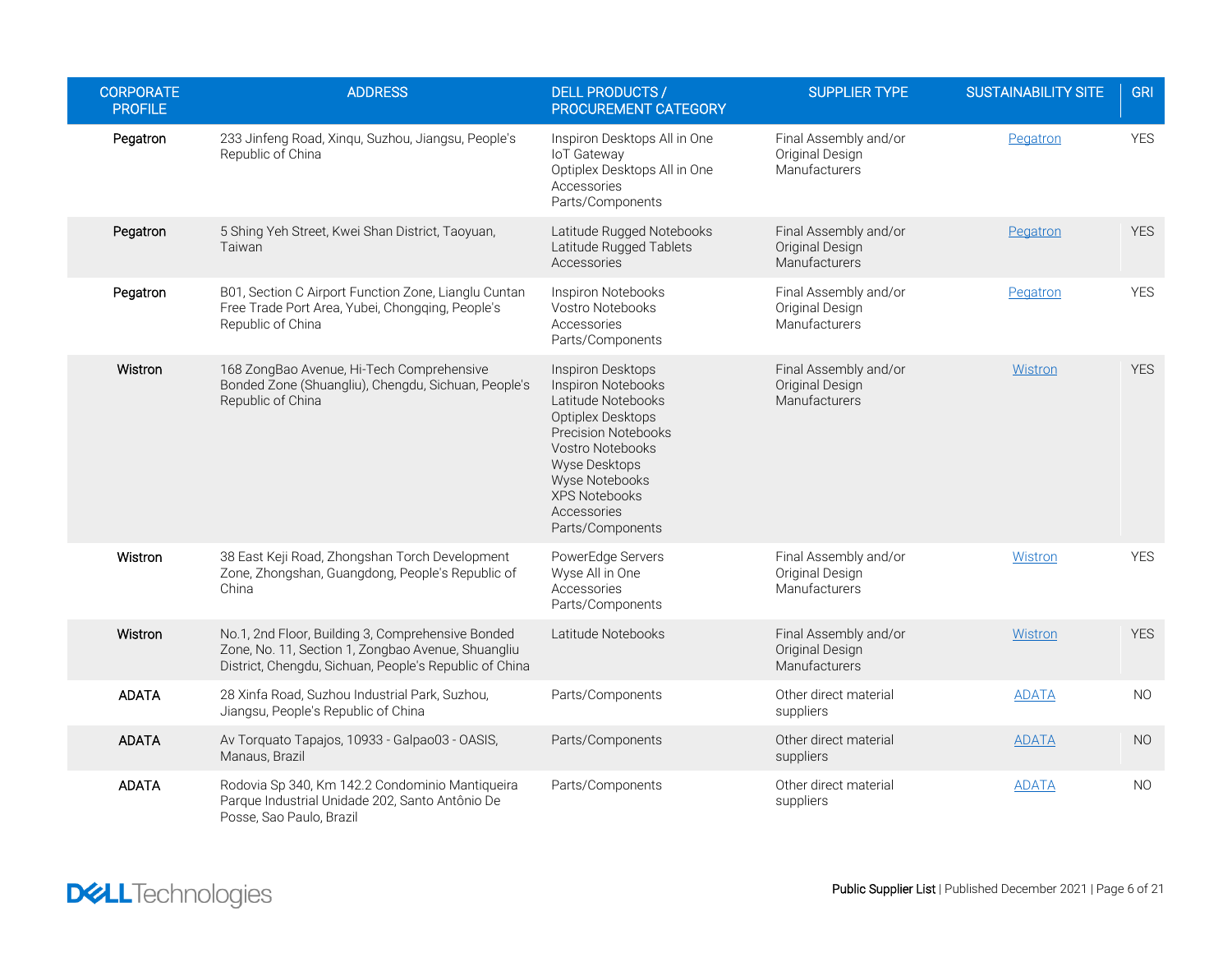| CORPORATE PROFILE | ADDRESS | DELL PRODUCTS / PROCUREMENT CATEGORY | SUPPLIER TYPE | SUSTAINABILITY SITE | GRI |
|---|---|---|---|---|---|
| Pegatron | 233 Jinfeng Road, Xinqu, Suzhou, Jiangsu, People's Republic of China | Inspiron Desktops All in One<br>IoT Gateway<br>Optiplex Desktops All in One<br>Accessories<br>Parts/Components | Final Assembly and/or Original Design Manufacturers | Pegatron | YES |
| Pegatron | 5 Shing Yeh Street, Kwei Shan District, Taoyuan, Taiwan | Latitude Rugged Notebooks<br>Latitude Rugged Tablets<br>Accessories | Final Assembly and/or Original Design Manufacturers | Pegatron | YES |
| Pegatron | B01, Section C Airport Function Zone, Lianglu Cuntan Free Trade Port Area, Yubei, Chongqing, People's Republic of China | Inspiron Notebooks<br>Vostro Notebooks<br>Accessories<br>Parts/Components | Final Assembly and/or Original Design Manufacturers | Pegatron | YES |
| Wistron | 168 ZongBao Avenue, Hi-Tech Comprehensive Bonded Zone (Shuangliu), Chengdu, Sichuan, People's Republic of China | Inspiron Desktops<br>Inspiron Notebooks<br>Latitude Notebooks<br>Optiplex Desktops<br>Precision Notebooks<br>Vostro Notebooks<br>Wyse Desktops<br>Wyse Notebooks<br>XPS Notebooks<br>Accessories<br>Parts/Components | Final Assembly and/or Original Design Manufacturers | Wistron | YES |
| Wistron | 38 East Keji Road, Zhongshan Torch Development Zone, Zhongshan, Guangdong, People's Republic of China | PowerEdge Servers<br>Wyse All in One<br>Accessories<br>Parts/Components | Final Assembly and/or Original Design Manufacturers | Wistron | YES |
| Wistron | No.1, 2nd Floor, Building 3, Comprehensive Bonded Zone, No. 11, Section 1, Zongbao Avenue, Shuangliu District, Chengdu, Sichuan, People's Republic of China | Latitude Notebooks | Final Assembly and/or Original Design Manufacturers | Wistron | YES |
| ADATA | 28 Xinfa Road, Suzhou Industrial Park, Suzhou, Jiangsu, People's Republic of China | Parts/Components | Other direct material suppliers | ADATA | NO |
| ADATA | Av Torquato Tapajos, 10933 - Galpao03 - OASIS, Manaus, Brazil | Parts/Components | Other direct material suppliers | ADATA | NO |
| ADATA | Rodovia Sp 340, Km 142.2 Condominio Mantiqueira Parque Industrial Unidade 202, Santo Antônio De Posse, Sao Paulo, Brazil | Parts/Components | Other direct material suppliers | ADATA | NO |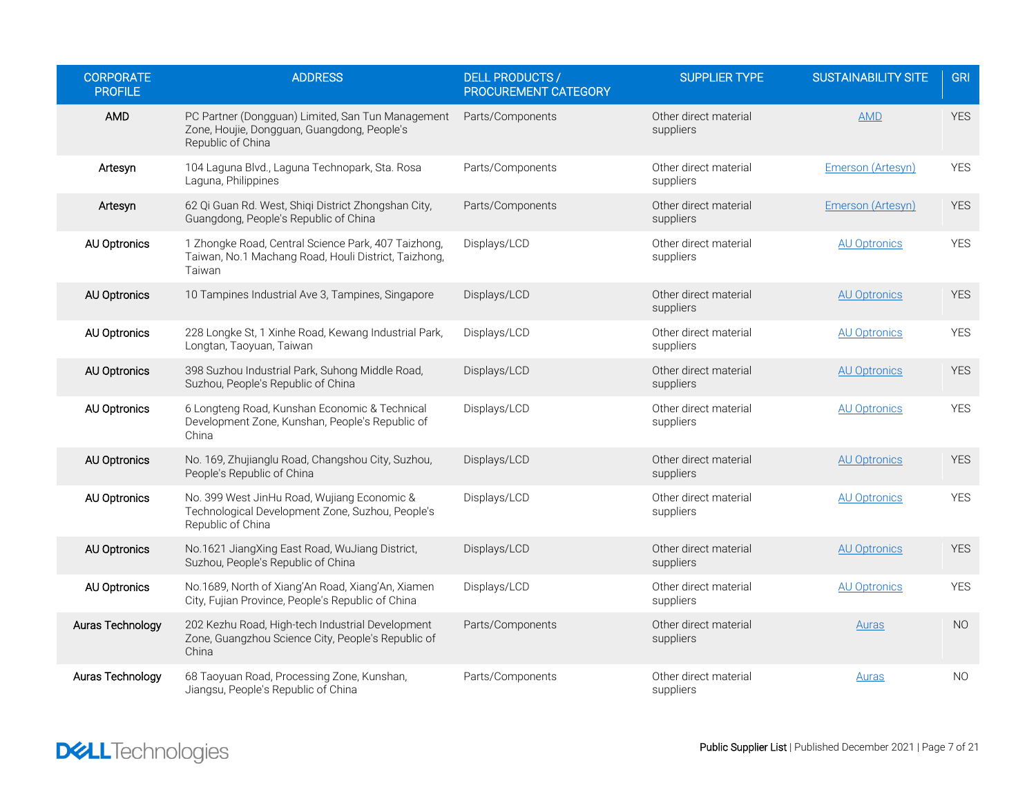| CORPORATE PROFILE | ADDRESS | DELL PRODUCTS / PROCUREMENT CATEGORY | SUPPLIER TYPE | SUSTAINABILITY SITE | GRI |
|---|---|---|---|---|---|
| AMD | PC Partner (Dongguan) Limited, San Tun Management Zone, Houjie, Dongguan, Guangdong, People's Republic of China | Parts/Components | Other direct material suppliers | AMD | YES |
| Artesyn | 104 Laguna Blvd., Laguna Technopark, Sta. Rosa Laguna, Philippines | Parts/Components | Other direct material suppliers | Emerson (Artesyn) | YES |
| Artesyn | 62 Qi Guan Rd. West, Shiqi District Zhongshan City, Guangdong, People's Republic of China | Parts/Components | Other direct material suppliers | Emerson (Artesyn) | YES |
| AU Optronics | 1 Zhongke Road, Central Science Park, 407 Taizhong, Taiwan, No.1 Machang Road, Houli District, Taizhong, Taiwan | Displays/LCD | Other direct material suppliers | AU Optronics | YES |
| AU Optronics | 10 Tampines Industrial Ave 3, Tampines, Singapore | Displays/LCD | Other direct material suppliers | AU Optronics | YES |
| AU Optronics | 228 Longke St, 1 Xinhe Road, Kewang Industrial Park, Longtan, Taoyuan, Taiwan | Displays/LCD | Other direct material suppliers | AU Optronics | YES |
| AU Optronics | 398 Suzhou Industrial Park, Suhong Middle Road, Suzhou, People's Republic of China | Displays/LCD | Other direct material suppliers | AU Optronics | YES |
| AU Optronics | 6 Longteng Road, Kunshan Economic & Technical Development Zone, Kunshan, People's Republic of China | Displays/LCD | Other direct material suppliers | AU Optronics | YES |
| AU Optronics | No. 169, Zhujianglu Road, Changshou City, Suzhou, People's Republic of China | Displays/LCD | Other direct material suppliers | AU Optronics | YES |
| AU Optronics | No. 399 West JinHu Road, Wujiang Economic & Technological Development Zone, Suzhou, People's Republic of China | Displays/LCD | Other direct material suppliers | AU Optronics | YES |
| AU Optronics | No.1621 JiangXing East Road, WuJiang District, Suzhou, People's Republic of China | Displays/LCD | Other direct material suppliers | AU Optronics | YES |
| AU Optronics | No.1689, North of Xiang'An Road, Xiang'An, Xiamen City, Fujian Province, People's Republic of China | Displays/LCD | Other direct material suppliers | AU Optronics | YES |
| Auras Technology | 202 Kezhu Road, High-tech Industrial Development Zone, Guangzhou Science City, People's Republic of China | Parts/Components | Other direct material suppliers | Auras | NO |
| Auras Technology | 68 Taoyuan Road, Processing Zone, Kunshan, Jiangsu, People's Republic of China | Parts/Components | Other direct material suppliers | Auras | NO |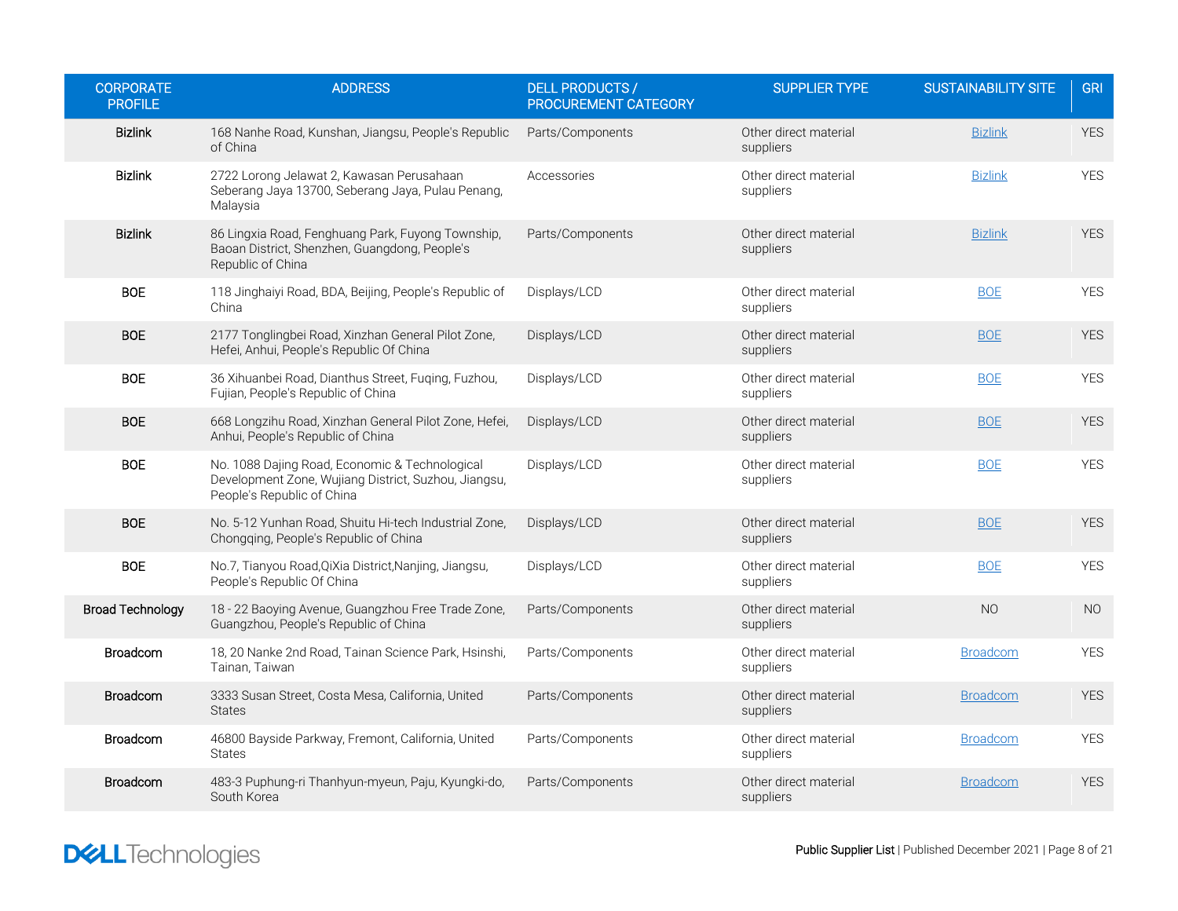| CORPORATE PROFILE | ADDRESS | DELL PRODUCTS / PROCUREMENT CATEGORY | SUPPLIER TYPE | SUSTAINABILITY SITE | GRI |
|---|---|---|---|---|---|
| Bizlink | 168 Nanhe Road, Kunshan, Jiangsu, People's Republic of China | Parts/Components | Other direct material suppliers | Bizlink | YES |
| Bizlink | 2722 Lorong Jelawat 2, Kawasan Perusahaan Seberang Jaya 13700, Seberang Jaya, Pulau Penang, Malaysia | Accessories | Other direct material suppliers | Bizlink | YES |
| Bizlink | 86 Lingxia Road, Fenghuang Park, Fuyong Township, Baoan District, Shenzhen, Guangdong, People's Republic of China | Parts/Components | Other direct material suppliers | Bizlink | YES |
| BOE | 118 Jinghaiyi Road, BDA, Beijing, People's Republic of China | Displays/LCD | Other direct material suppliers | BOE | YES |
| BOE | 2177 Tonglingbei Road, Xinzhan General Pilot Zone, Hefei, Anhui, People's Republic Of China | Displays/LCD | Other direct material suppliers | BOE | YES |
| BOE | 36 Xihuanbei Road, Dianthus Street, Fuqing, Fuzhou, Fujian, People's Republic of China | Displays/LCD | Other direct material suppliers | BOE | YES |
| BOE | 668 Longzihu Road, Xinzhan General Pilot Zone, Hefei, Anhui, People's Republic of China | Displays/LCD | Other direct material suppliers | BOE | YES |
| BOE | No. 1088 Dajing Road, Economic & Technological Development Zone, Wujiang District, Suzhou, Jiangsu, People's Republic of China | Displays/LCD | Other direct material suppliers | BOE | YES |
| BOE | No. 5-12 Yunhan Road, Shuitu Hi-tech Industrial Zone, Chongqing, People's Republic of China | Displays/LCD | Other direct material suppliers | BOE | YES |
| BOE | No.7, Tianyou Road,QiXia District,Nanjing, Jiangsu, People's Republic Of China | Displays/LCD | Other direct material suppliers | BOE | YES |
| Broad Technology | 18 - 22 Baoying Avenue, Guangzhou Free Trade Zone, Guangzhou, People's Republic of China | Parts/Components | Other direct material suppliers | NO | NO |
| Broadcom | 18, 20 Nanke 2nd Road, Tainan Science Park, Hsinshi, Tainan, Taiwan | Parts/Components | Other direct material suppliers | Broadcom | YES |
| Broadcom | 3333 Susan Street, Costa Mesa, California, United States | Parts/Components | Other direct material suppliers | Broadcom | YES |
| Broadcom | 46800 Bayside Parkway, Fremont, California, United States | Parts/Components | Other direct material suppliers | Broadcom | YES |
| Broadcom | 483-3 Puphung-ri Thanhyun-myeun, Paju, Kyungki-do, South Korea | Parts/Components | Other direct material suppliers | Broadcom | YES |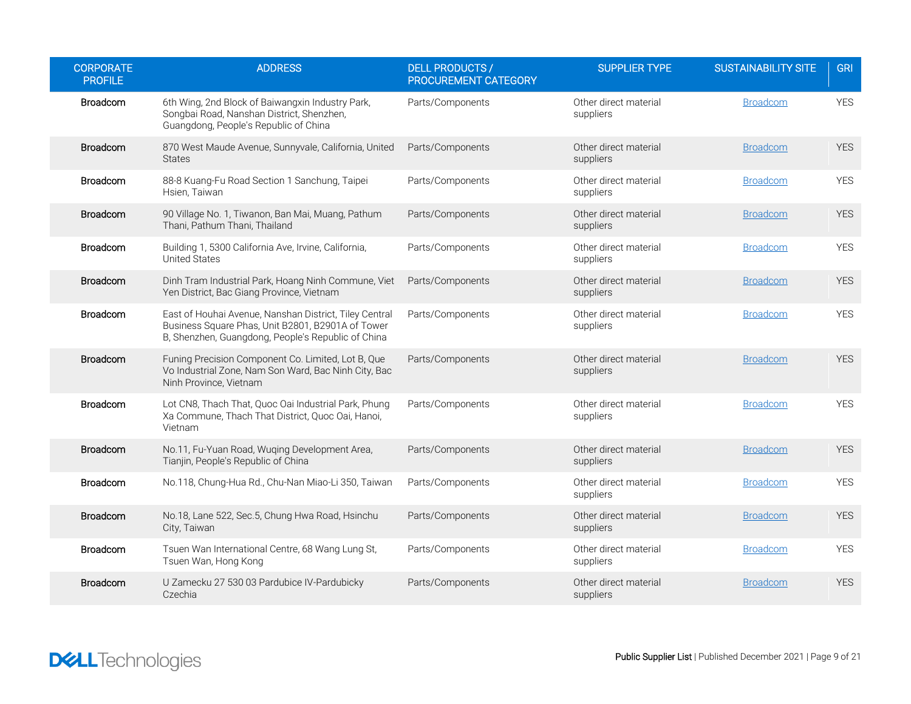| CORPORATE PROFILE | ADDRESS | DELL PRODUCTS / PROCUREMENT CATEGORY | SUPPLIER TYPE | SUSTAINABILITY SITE | GRI |
|---|---|---|---|---|---|
| Broadcom | 6th Wing, 2nd Block of Baiwangxin Industry Park, Songbai Road, Nanshan District, Shenzhen, Guangdong, People's Republic of China | Parts/Components | Other direct material suppliers | Broadcom | YES |
| Broadcom | 870 West Maude Avenue, Sunnyvale, California, United States | Parts/Components | Other direct material suppliers | Broadcom | YES |
| Broadcom | 88-8 Kuang-Fu Road Section 1 Sanchung, Taipei Hsien, Taiwan | Parts/Components | Other direct material suppliers | Broadcom | YES |
| Broadcom | 90 Village No. 1, Tiwanon, Ban Mai, Muang, Pathum Thani, Pathum Thani, Thailand | Parts/Components | Other direct material suppliers | Broadcom | YES |
| Broadcom | Building 1, 5300 California Ave, Irvine, California, United States | Parts/Components | Other direct material suppliers | Broadcom | YES |
| Broadcom | Dinh Tram Industrial Park, Hoang Ninh Commune, Viet Yen District, Bac Giang Province, Vietnam | Parts/Components | Other direct material suppliers | Broadcom | YES |
| Broadcom | East of Houhai Avenue, Nanshan District, Tiley Central Business Square Phas, Unit B2801, B2901A of Tower B, Shenzhen, Guangdong, People's Republic of China | Parts/Components | Other direct material suppliers | Broadcom | YES |
| Broadcom | Funing Precision Component Co. Limited, Lot B, Que Vo Industrial Zone, Nam Son Ward, Bac Ninh City, Bac Ninh Province, Vietnam | Parts/Components | Other direct material suppliers | Broadcom | YES |
| Broadcom | Lot CN8, Thach That, Quoc Oai Industrial Park, Phung Xa Commune, Thach That District, Quoc Oai, Hanoi, Vietnam | Parts/Components | Other direct material suppliers | Broadcom | YES |
| Broadcom | No.11, Fu-Yuan Road, Wuqing Development Area, Tianjin, People's Republic of China | Parts/Components | Other direct material suppliers | Broadcom | YES |
| Broadcom | No.118, Chung-Hua Rd., Chu-Nan Miao-Li 350, Taiwan | Parts/Components | Other direct material suppliers | Broadcom | YES |
| Broadcom | No.18, Lane 522, Sec.5, Chung Hwa Road, Hsinchu City, Taiwan | Parts/Components | Other direct material suppliers | Broadcom | YES |
| Broadcom | Tsuen Wan International Centre, 68 Wang Lung St, Tsuen Wan, Hong Kong | Parts/Components | Other direct material suppliers | Broadcom | YES |
| Broadcom | U Zamecku 27 530 03 Pardubice IV-Pardubicky Czechia | Parts/Components | Other direct material suppliers | Broadcom | YES |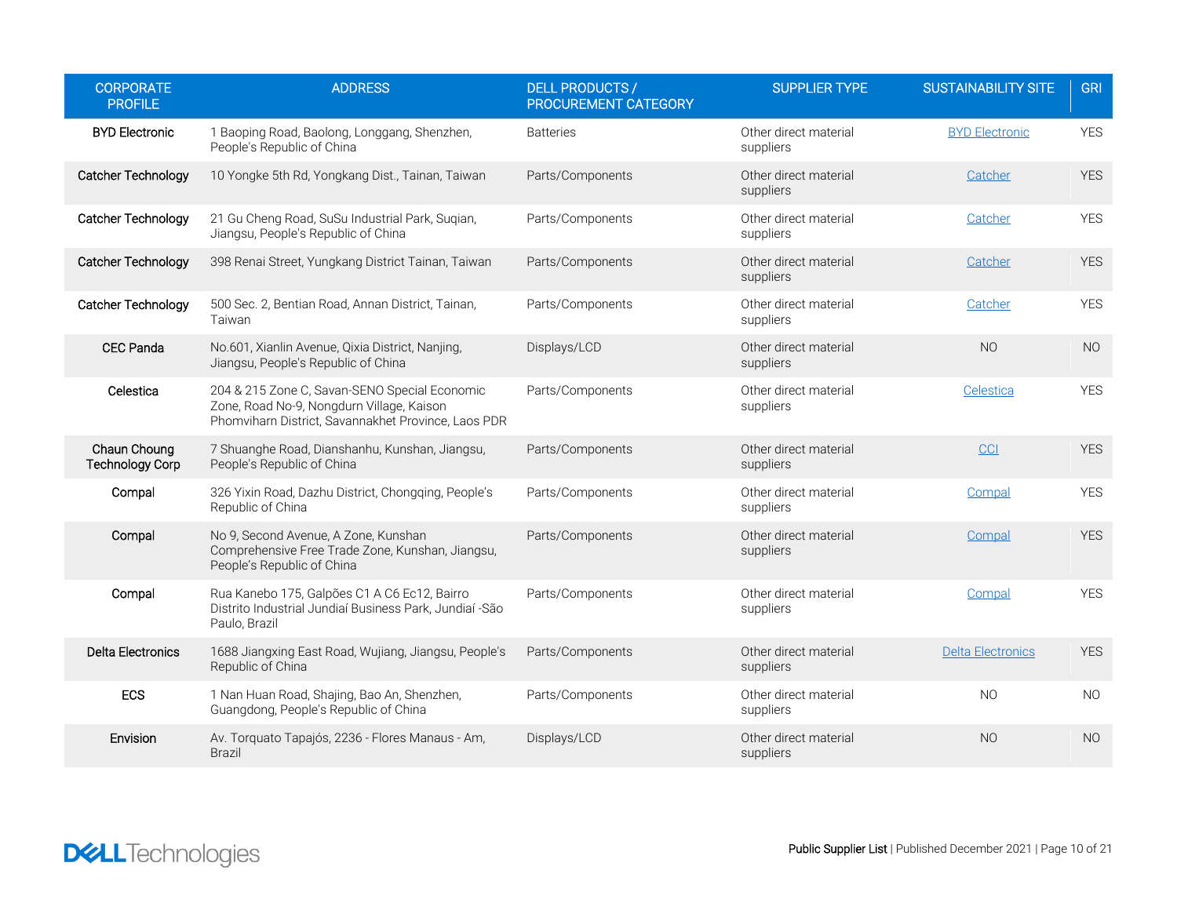| CORPORATE PROFILE | ADDRESS | DELL PRODUCTS / PROCUREMENT CATEGORY | SUPPLIER TYPE | SUSTAINABILITY SITE | GRI |
|---|---|---|---|---|---|
| BYD Electronic | 1 Baoping Road, Baolong, Longgang, Shenzhen, People's Republic of China | Batteries | Other direct material suppliers | BYD Electronic | YES |
| Catcher Technology | 10 Yongke 5th Rd, Yongkang Dist., Tainan, Taiwan | Parts/Components | Other direct material suppliers | Catcher | YES |
| Catcher Technology | 21 Gu Cheng Road, SuSu Industrial Park, Suqian, Jiangsu, People's Republic of China | Parts/Components | Other direct material suppliers | Catcher | YES |
| Catcher Technology | 398 Renai Street, Yungkang District Tainan, Taiwan | Parts/Components | Other direct material suppliers | Catcher | YES |
| Catcher Technology | 500 Sec. 2, Bentian Road, Annan District, Tainan, Taiwan | Parts/Components | Other direct material suppliers | Catcher | YES |
| CEC Panda | No.601, Xianlin Avenue, Qixia District, Nanjing, Jiangsu, People's Republic of China | Displays/LCD | Other direct material suppliers | NO | NO |
| Celestica | 204 & 215 Zone C, Savan-SENO Special Economic Zone, Road No-9, Nongdurn Village, Kaison Phomviharn District, Savannakhet Province, Laos PDR | Parts/Components | Other direct material suppliers | Celestica | YES |
| Chaun Choung Technology Corp | 7 Shuanghe Road, Dianshanhu, Kunshan, Jiangsu, People's Republic of China | Parts/Components | Other direct material suppliers | CCI | YES |
| Compal | 326 Yixin Road, Dazhu District, Chongqing, People's Republic of China | Parts/Components | Other direct material suppliers | Compal | YES |
| Compal | No 9, Second Avenue, A Zone, Kunshan Comprehensive Free Trade Zone, Kunshan, Jiangsu, People's Republic of China | Parts/Components | Other direct material suppliers | Compal | YES |
| Compal | Rua Kanebo 175, Galpões C1 A C6 Ec12, Bairro Distrito Industrial Jundiaí Business Park, Jundiaí -São Paulo, Brazil | Parts/Components | Other direct material suppliers | Compal | YES |
| Delta Electronics | 1688 Jiangxing East Road, Wujiang, Jiangsu, People's Republic of China | Parts/Components | Other direct material suppliers | Delta Electronics | YES |
| ECS | 1 Nan Huan Road, Shajing, Bao An, Shenzhen, Guangdong, People's Republic of China | Parts/Components | Other direct material suppliers | NO | NO |
| Envision | Av. Torquato Tapajós, 2236 - Flores Manaus - Am, Brazil | Displays/LCD | Other direct material suppliers | NO | NO |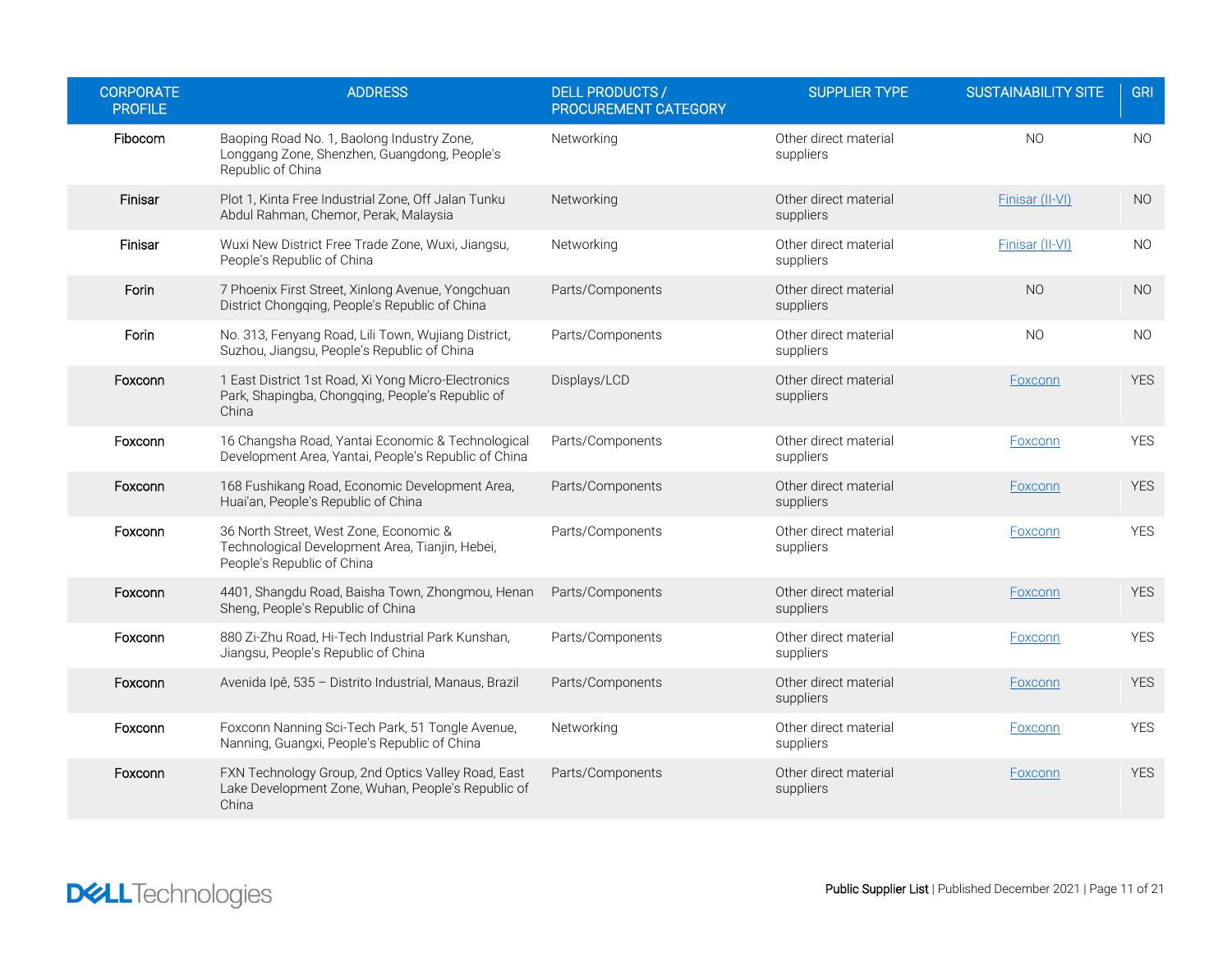| CORPORATE PROFILE | ADDRESS | DELL PRODUCTS / PROCUREMENT CATEGORY | SUPPLIER TYPE | SUSTAINABILITY SITE | GRI |
|---|---|---|---|---|---|
| Fibocom | Baoping Road No. 1, Baolong Industry Zone, Longgang Zone, Shenzhen, Guangdong, People's Republic of China | Networking | Other direct material suppliers | NO | NO |
| Finisar | Plot 1, Kinta Free Industrial Zone, Off Jalan Tunku Abdul Rahman, Chemor, Perak, Malaysia | Networking | Other direct material suppliers | Finisar (II-VI) | NO |
| Finisar | Wuxi New District Free Trade Zone, Wuxi, Jiangsu, People's Republic of China | Networking | Other direct material suppliers | Finisar (II-VI) | NO |
| Forin | 7 Phoenix First Street, Xinlong Avenue, Yongchuan District Chongqing, People's Republic of China | Parts/Components | Other direct material suppliers | NO | NO |
| Forin | No. 313, Fenyang Road, Lili Town, Wujiang District, Suzhou, Jiangsu, People's Republic of China | Parts/Components | Other direct material suppliers | NO | NO |
| Foxconn | 1 East District 1st Road, Xi Yong Micro-Electronics Park, Shapingba, Chongqing, People's Republic of China | Displays/LCD | Other direct material suppliers | Foxconn | YES |
| Foxconn | 16 Changsha Road, Yantai Economic & Technological Development Area, Yantai, People's Republic of China | Parts/Components | Other direct material suppliers | Foxconn | YES |
| Foxconn | 168 Fushikang Road, Economic Development Area, Huai'an, People's Republic of China | Parts/Components | Other direct material suppliers | Foxconn | YES |
| Foxconn | 36 North Street, West Zone, Economic & Technological Development Area, Tianjin, Hebei, People's Republic of China | Parts/Components | Other direct material suppliers | Foxconn | YES |
| Foxconn | 4401, Shangdu Road, Baisha Town, Zhongmou, Henan Sheng, People's Republic of China | Parts/Components | Other direct material suppliers | Foxconn | YES |
| Foxconn | 880 Zi-Zhu Road, Hi-Tech Industrial Park Kunshan, Jiangsu, People's Republic of China | Parts/Components | Other direct material suppliers | Foxconn | YES |
| Foxconn | Avenida Ipê, 535 – Distrito Industrial, Manaus, Brazil | Parts/Components | Other direct material suppliers | Foxconn | YES |
| Foxconn | Foxconn Nanning Sci-Tech Park, 51 Tongle Avenue, Nanning, Guangxi, People's Republic of China | Networking | Other direct material suppliers | Foxconn | YES |
| Foxconn | FXN Technology Group, 2nd Optics Valley Road, East Lake Development Zone, Wuhan, People's Republic of China | Parts/Components | Other direct material suppliers | Foxconn | YES |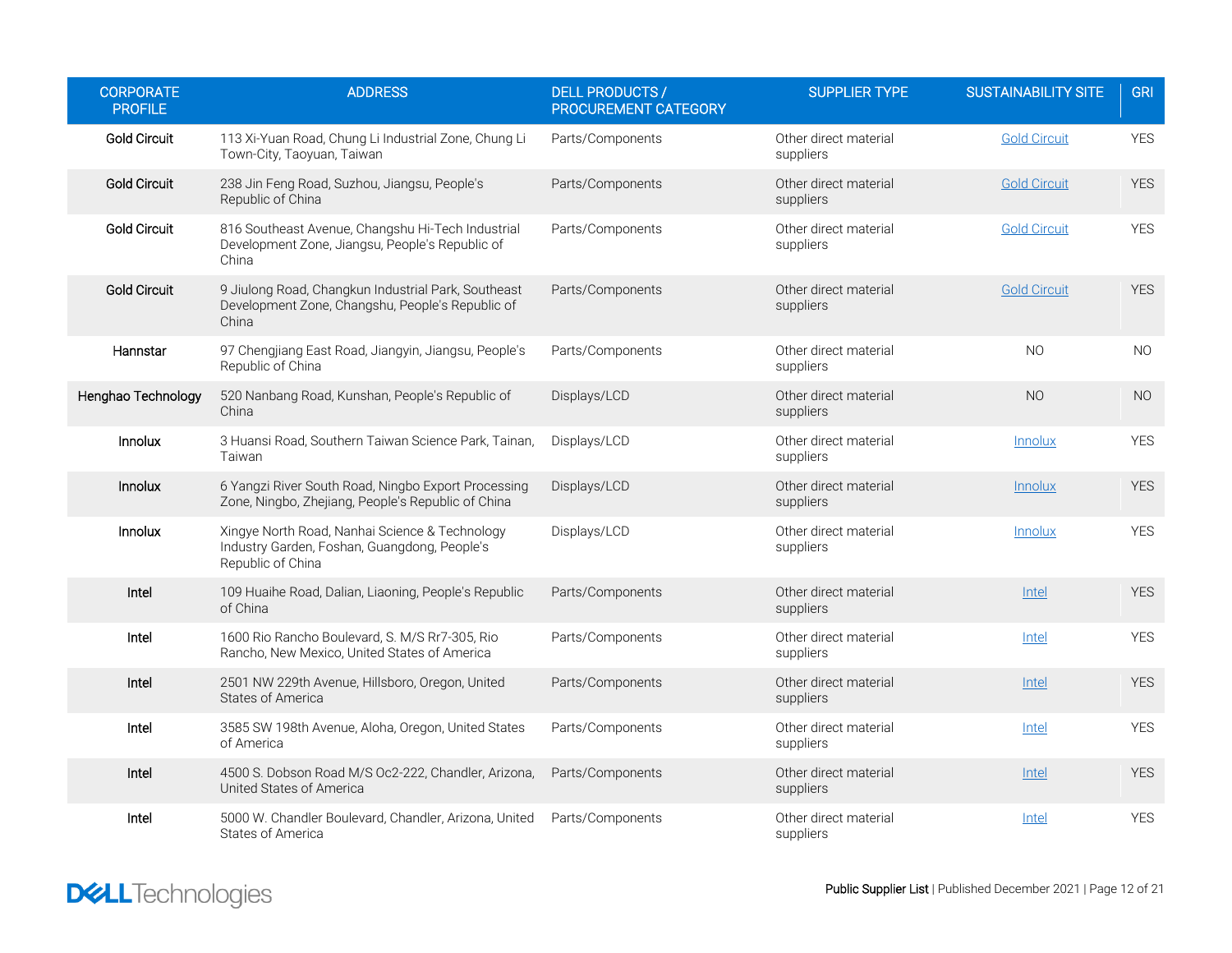| CORPORATE PROFILE | ADDRESS | DELL PRODUCTS / PROCUREMENT CATEGORY | SUPPLIER TYPE | SUSTAINABILITY SITE | GRI |
|---|---|---|---|---|---|
| **Gold Circuit** | 113 Xi-Yuan Road, Chung Li Industrial Zone, Chung Li Town-City, Taoyuan, Taiwan | Parts/Components | Other direct material suppliers | Gold Circuit | YES |
| **Gold Circuit** | 238 Jin Feng Road, Suzhou, Jiangsu, People's Republic of China | Parts/Components | Other direct material suppliers | Gold Circuit | YES |
| **Gold Circuit** | 816 Southeast Avenue, Changshu Hi-Tech Industrial Development Zone, Jiangsu, People's Republic of China | Parts/Components | Other direct material suppliers | Gold Circuit | YES |
| **Gold Circuit** | 9 Jiulong Road, Changkun Industrial Park, Southeast Development Zone, Changshu, People's Republic of China | Parts/Components | Other direct material suppliers | Gold Circuit | YES |
| **Hannstar** | 97 Chengjiang East Road, Jiangyin, Jiangsu, People's Republic of China | Parts/Components | Other direct material suppliers | NO | NO |
| **Henghao Technology** | 520 Nanbang Road, Kunshan, People's Republic of China | Displays/LCD | Other direct material suppliers | NO | NO |
| **Innolux** | 3 Huansi Road, Southern Taiwan Science Park, Tainan, Taiwan | Displays/LCD | Other direct material suppliers | Innolux | YES |
| **Innolux** | 6 Yangzi River South Road, Ningbo Export Processing Zone, Ningbo, Zhejiang, People's Republic of China | Displays/LCD | Other direct material suppliers | Innolux | YES |
| **Innolux** | Xingye North Road, Nanhai Science & Technology Industry Garden, Foshan, Guangdong, People's Republic of China | Displays/LCD | Other direct material suppliers | Innolux | YES |
| **Intel** | 109 Huaihe Road, Dalian, Liaoning, People's Republic of China | Parts/Components | Other direct material suppliers | Intel | YES |
| **Intel** | 1600 Rio Rancho Boulevard, S. M/S Rr7-305, Rio Rancho, New Mexico, United States of America | Parts/Components | Other direct material suppliers | Intel | YES |
| **Intel** | 2501 NW 229th Avenue, Hillsboro, Oregon, United States of America | Parts/Components | Other direct material suppliers | Intel | YES |
| **Intel** | 3585 SW 198th Avenue, Aloha, Oregon, United States of America | Parts/Components | Other direct material suppliers | Intel | YES |
| **Intel** | 4500 S. Dobson Road M/S Oc2-222, Chandler, Arizona, United States of America | Parts/Components | Other direct material suppliers | Intel | YES |
| **Intel** | 5000 W. Chandler Boulevard, Chandler, Arizona, United States of America | Parts/Components | Other direct material suppliers | Intel | YES |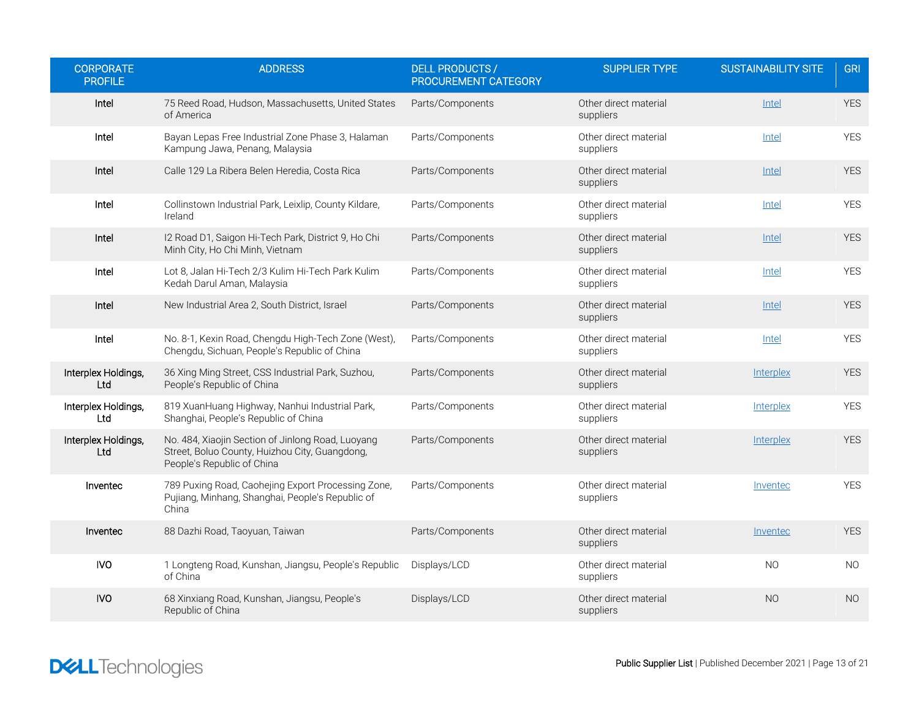| CORPORATE PROFILE | ADDRESS | DELL PRODUCTS / PROCUREMENT CATEGORY | SUPPLIER TYPE | SUSTAINABILITY SITE | GRI |
|---|---|---|---|---|---|
| Intel | 75 Reed Road, Hudson, Massachusetts, United States of America | Parts/Components | Other direct material suppliers | Intel | YES |
| Intel | Bayan Lepas Free Industrial Zone Phase 3, Halaman Kampung Jawa, Penang, Malaysia | Parts/Components | Other direct material suppliers | Intel | YES |
| Intel | Calle 129 La Ribera Belen Heredia, Costa Rica | Parts/Components | Other direct material suppliers | Intel | YES |
| Intel | Collinstown Industrial Park, Leixlip, County Kildare, Ireland | Parts/Components | Other direct material suppliers | Intel | YES |
| Intel | I2 Road D1, Saigon Hi-Tech Park, District 9, Ho Chi Minh City, Ho Chi Minh, Vietnam | Parts/Components | Other direct material suppliers | Intel | YES |
| Intel | Lot 8, Jalan Hi-Tech 2/3 Kulim Hi-Tech Park Kulim Kedah Darul Aman, Malaysia | Parts/Components | Other direct material suppliers | Intel | YES |
| Intel | New Industrial Area 2, South District, Israel | Parts/Components | Other direct material suppliers | Intel | YES |
| Intel | No. 8-1, Kexin Road, Chengdu High-Tech Zone (West), Chengdu, Sichuan, People's Republic of China | Parts/Components | Other direct material suppliers | Intel | YES |
| Interplex Holdings, Ltd | 36 Xing Ming Street, CSS Industrial Park, Suzhou, People's Republic of China | Parts/Components | Other direct material suppliers | Interplex | YES |
| Interplex Holdings, Ltd | 819 XuanHuang Highway, Nanhui Industrial Park, Shanghai, People's Republic of China | Parts/Components | Other direct material suppliers | Interplex | YES |
| Interplex Holdings, Ltd | No. 484, Xiaojin Section of Jinlong Road, Luoyang Street, Boluo County, Huizhou City, Guangdong, People's Republic of China | Parts/Components | Other direct material suppliers | Interplex | YES |
| Inventec | 789 Puxing Road, Caohejing Export Processing Zone, Pujiang, Minhang, Shanghai, People's Republic of China | Parts/Components | Other direct material suppliers | Inventec | YES |
| Inventec | 88 Dazhi Road, Taoyuan, Taiwan | Parts/Components | Other direct material suppliers | Inventec | YES |
| IVO | 1 Longteng Road, Kunshan, Jiangsu, People's Republic of China | Displays/LCD | Other direct material suppliers | NO | NO |
| IVO | 68 Xinxiang Road, Kunshan, Jiangsu, People's Republic of China | Displays/LCD | Other direct material suppliers | NO | NO |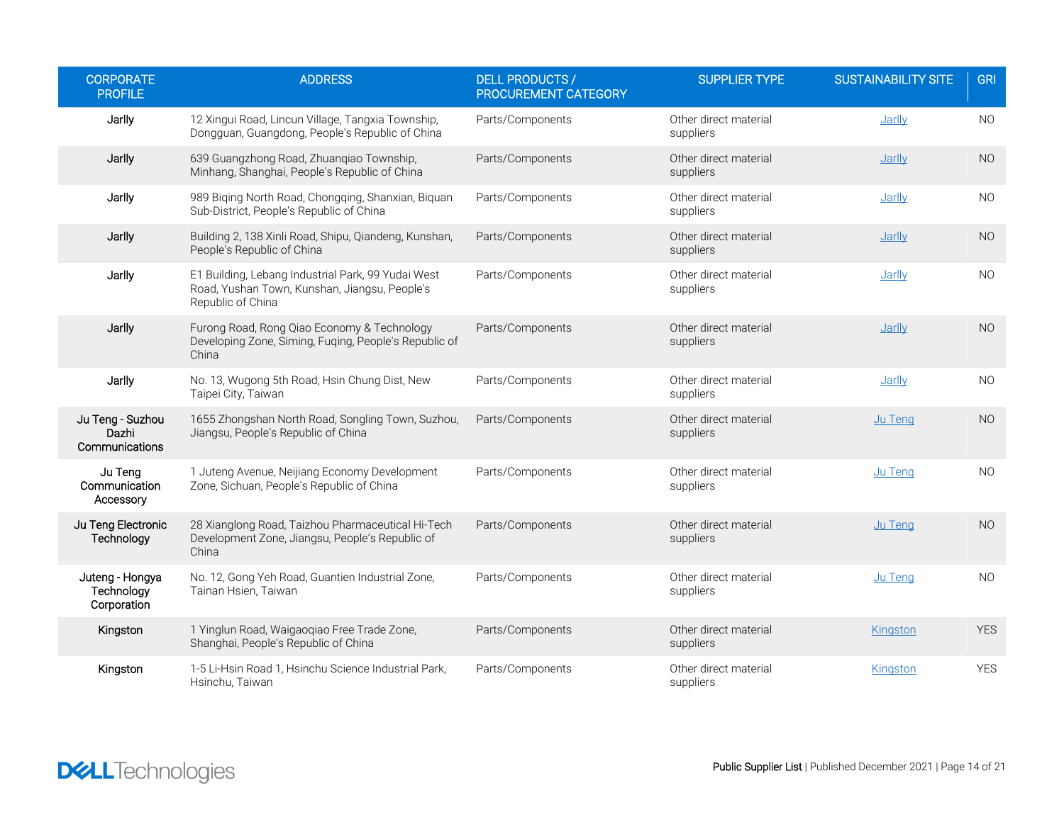| CORPORATE PROFILE | ADDRESS | DELL PRODUCTS / PROCUREMENT CATEGORY | SUPPLIER TYPE | SUSTAINABILITY SITE | GRI |
|---|---|---|---|---|---|
| Jarlly | 12 Xingui Road, Lincun Village, Tangxia Township, Dongguan, Guangdong, People's Republic of China | Parts/Components | Other direct material suppliers | Jarlly | NO |
| Jarlly | 639 Guangzhong Road, Zhuanqiao Township, Minhang, Shanghai, People's Republic of China | Parts/Components | Other direct material suppliers | Jarlly | NO |
| Jarlly | 989 Biqing North Road, Chongqing, Shanxian, Biquan Sub-District, People's Republic of China | Parts/Components | Other direct material suppliers | Jarlly | NO |
| Jarlly | Building 2, 138 Xinli Road, Shipu, Qiandeng, Kunshan, People's Republic of China | Parts/Components | Other direct material suppliers | Jarlly | NO |
| Jarlly | E1 Building, Lebang Industrial Park, 99 Yudai West Road, Yushan Town, Kunshan, Jiangsu, People's Republic of China | Parts/Components | Other direct material suppliers | Jarlly | NO |
| Jarlly | Furong Road, Rong Qiao Economy & Technology Developing Zone, Siming, Fuqing, People's Republic of China | Parts/Components | Other direct material suppliers | Jarlly | NO |
| Jarlly | No. 13, Wugong 5th Road, Hsin Chung Dist, New Taipei City, Taiwan | Parts/Components | Other direct material suppliers | Jarlly | NO |
| Ju Teng - Suzhou Dazhi Communications | 1655 Zhongshan North Road, Songling Town, Suzhou, Jiangsu, People's Republic of China | Parts/Components | Other direct material suppliers | Ju Teng | NO |
| Ju Teng Communication Accessory | 1 Juteng Avenue, Neijiang Economy Development Zone, Sichuan, People's Republic of China | Parts/Components | Other direct material suppliers | Ju Teng | NO |
| Ju Teng Electronic Technology | 28 Xianglong Road, Taizhou Pharmaceutical Hi-Tech Development Zone, Jiangsu, People's Republic of China | Parts/Components | Other direct material suppliers | Ju Teng | NO |
| Juteng - Hongya Technology Corporation | No. 12, Gong Yeh Road, Guantien Industrial Zone, Tainan Hsien, Taiwan | Parts/Components | Other direct material suppliers | Ju Teng | NO |
| Kingston | 1 Yinglun Road, Waigaoqiao Free Trade Zone, Shanghai, People's Republic of China | Parts/Components | Other direct material suppliers | Kingston | YES |
| Kingston | 1-5 Li-Hsin Road 1, Hsinchu Science Industrial Park, Hsinchu, Taiwan | Parts/Components | Other direct material suppliers | Kingston | YES |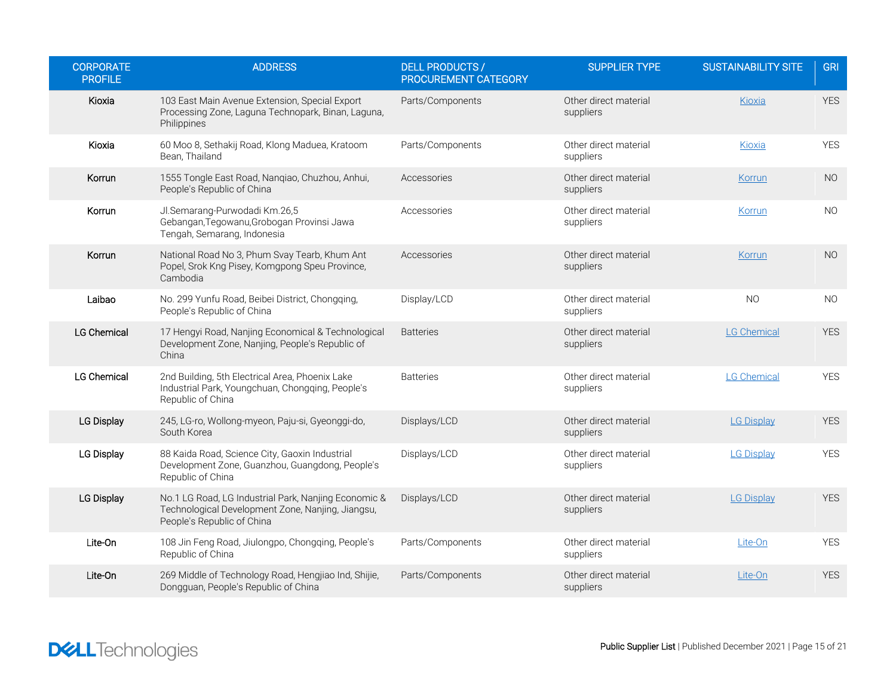| CORPORATE PROFILE | ADDRESS | DELL PRODUCTS / PROCUREMENT CATEGORY | SUPPLIER TYPE | SUSTAINABILITY SITE | GRI |
|---|---|---|---|---|---|
| Kioxia | 103 East Main Avenue Extension, Special Export Processing Zone, Laguna Technopark, Binan, Laguna, Philippines | Parts/Components | Other direct material suppliers | Kioxia | YES |
| Kioxia | 60 Moo 8, Sethakij Road, Klong Maduea, Kratoom Bean, Thailand | Parts/Components | Other direct material suppliers | Kioxia | YES |
| Korrun | 1555 Tongle East Road, Nanqiao, Chuzhou, Anhui, People's Republic of China | Accessories | Other direct material suppliers | Korrun | NO |
| Korrun | Jl.Semarang-Purwodadi Km.26,5 Gebangan,Tegowanu,Grobogan Provinsi Jawa Tengah, Semarang, Indonesia | Accessories | Other direct material suppliers | Korrun | NO |
| Korrun | National Road No 3, Phum Svay Tearb, Khum Ant Popel, Srok Kng Pisey, Komgpong Speu Province, Cambodia | Accessories | Other direct material suppliers | Korrun | NO |
| Laibao | No. 299 Yunfu Road, Beibei District, Chongqing, People's Republic of China | Display/LCD | Other direct material suppliers | NO | NO |
| LG Chemical | 17 Hengyi Road, Nanjing Economical & Technological Development Zone, Nanjing, People's Republic of China | Batteries | Other direct material suppliers | LG Chemical | YES |
| LG Chemical | 2nd Building, 5th Electrical Area, Phoenix Lake Industrial Park, Youngchuan, Chongqing, People's Republic of China | Batteries | Other direct material suppliers | LG Chemical | YES |
| LG Display | 245, LG-ro, Wollong-myeon, Paju-si, Gyeonggi-do, South Korea | Displays/LCD | Other direct material suppliers | LG Display | YES |
| LG Display | 88 Kaida Road, Science City, Gaoxin Industrial Development Zone, Guanzhou, Guangdong, People's Republic of China | Displays/LCD | Other direct material suppliers | LG Display | YES |
| LG Display | No.1 LG Road, LG Industrial Park, Nanjing Economic & Technological Development Zone, Nanjing, Jiangsu, People's Republic of China | Displays/LCD | Other direct material suppliers | LG Display | YES |
| Lite-On | 108 Jin Feng Road, Jiulongpo, Chongqing, People's Republic of China | Parts/Components | Other direct material suppliers | Lite-On | YES |
| Lite-On | 269 Middle of Technology Road, Hengjiao Ind, Shijie, Dongguan, People's Republic of China | Parts/Components | Other direct material suppliers | Lite-On | YES |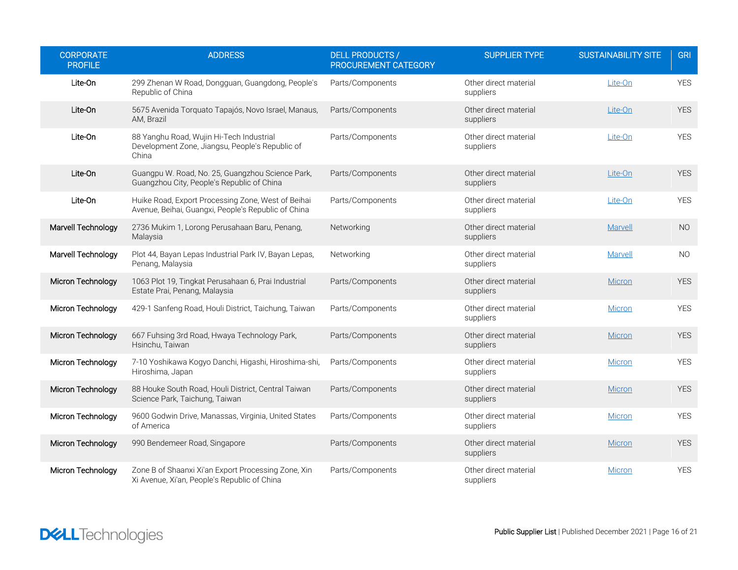| CORPORATE PROFILE | ADDRESS | DELL PRODUCTS / PROCUREMENT CATEGORY | SUPPLIER TYPE | SUSTAINABILITY SITE | GRI |
|---|---|---|---|---|---|
| Lite-On | 299 Zhenan W Road, Dongguan, Guangdong, People's Republic of China | Parts/Components | Other direct material suppliers | Lite-On | YES |
| Lite-On | 5675 Avenida Torquato Tapajós, Novo Israel, Manaus, AM, Brazil | Parts/Components | Other direct material suppliers | Lite-On | YES |
| Lite-On | 88 Yanghu Road, Wujin Hi-Tech Industrial Development Zone, Jiangsu, People's Republic of China | Parts/Components | Other direct material suppliers | Lite-On | YES |
| Lite-On | Guangpu W. Road, No. 25, Guangzhou Science Park, Guangzhou City, People's Republic of China | Parts/Components | Other direct material suppliers | Lite-On | YES |
| Lite-On | Huike Road, Export Processing Zone, West of Beihai Avenue, Beihai, Guangxi, People's Republic of China | Parts/Components | Other direct material suppliers | Lite-On | YES |
| Marvell Technology | 2736 Mukim 1, Lorong Perusahaan Baru, Penang, Malaysia | Networking | Other direct material suppliers | Marvell | NO |
| Marvell Technology | Plot 44, Bayan Lepas Industrial Park IV, Bayan Lepas, Penang, Malaysia | Networking | Other direct material suppliers | Marvell | NO |
| Micron Technology | 1063 Plot 19, Tingkat Perusahaan 6, Prai Industrial Estate Prai, Penang, Malaysia | Parts/Components | Other direct material suppliers | Micron | YES |
| Micron Technology | 429-1 Sanfeng Road, Houli District, Taichung, Taiwan | Parts/Components | Other direct material suppliers | Micron | YES |
| Micron Technology | 667 Fuhsing 3rd Road, Hwaya Technology Park, Hsinchu, Taiwan | Parts/Components | Other direct material suppliers | Micron | YES |
| Micron Technology | 7-10 Yoshikawa Kogyo Danchi, Higashi, Hiroshima-shi, Hiroshima, Japan | Parts/Components | Other direct material suppliers | Micron | YES |
| Micron Technology | 88 Houke South Road, Houli District, Central Taiwan Science Park, Taichung, Taiwan | Parts/Components | Other direct material suppliers | Micron | YES |
| Micron Technology | 9600 Godwin Drive, Manassas, Virginia, United States of America | Parts/Components | Other direct material suppliers | Micron | YES |
| Micron Technology | 990 Bendemeer Road, Singapore | Parts/Components | Other direct material suppliers | Micron | YES |
| Micron Technology | Zone B of Shaanxi Xi'an Export Processing Zone, Xin Xi Avenue, Xi'an, People's Republic of China | Parts/Components | Other direct material suppliers | Micron | YES |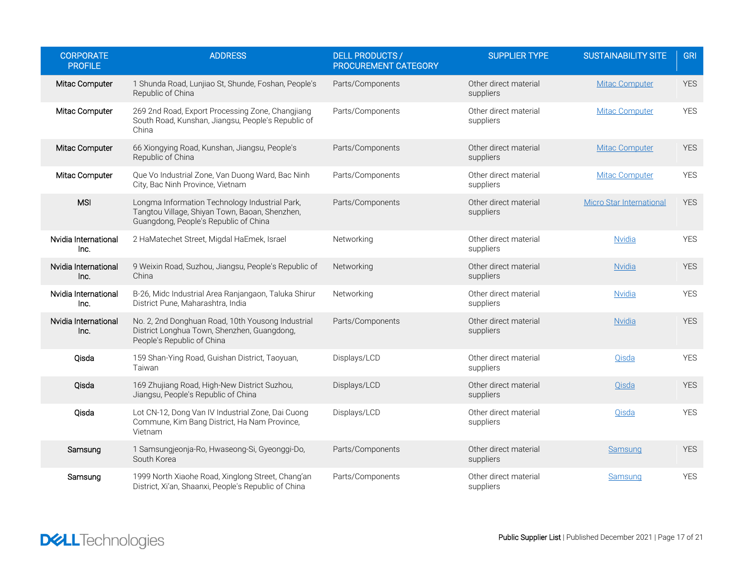| CORPORATE PROFILE | ADDRESS | DELL PRODUCTS / PROCUREMENT CATEGORY | SUPPLIER TYPE | SUSTAINABILITY SITE | GRI |
|---|---|---|---|---|---|
| Mitac Computer | 1 Shunda Road, Lunjiao St, Shunde, Foshan, People's Republic of China | Parts/Components | Other direct material suppliers | Mitac Computer | YES |
| Mitac Computer | 269 2nd Road, Export Processing Zone, Changjiang South Road, Kunshan, Jiangsu, People's Republic of China | Parts/Components | Other direct material suppliers | Mitac Computer | YES |
| Mitac Computer | 66 Xiongying Road, Kunshan, Jiangsu, People's Republic of China | Parts/Components | Other direct material suppliers | Mitac Computer | YES |
| Mitac Computer | Que Vo Industrial Zone, Van Duong Ward, Bac Ninh City, Bac Ninh Province, Vietnam | Parts/Components | Other direct material suppliers | Mitac Computer | YES |
| MSI | Longma Information Technology Industrial Park, Tangtou Village, Shiyan Town, Baoan, Shenzhen, Guangdong, People's Republic of China | Parts/Components | Other direct material suppliers | Micro Star International | YES |
| Nvidia International Inc. | 2 HaMatechet Street, Migdal HaEmek, Israel | Networking | Other direct material suppliers | Nvidia | YES |
| Nvidia International Inc. | 9 Weixin Road, Suzhou, Jiangsu, People's Republic of China | Networking | Other direct material suppliers | Nvidia | YES |
| Nvidia International Inc. | B-26, Midc Industrial Area Ranjangaon, Taluka Shirur District Pune, Maharashtra, India | Networking | Other direct material suppliers | Nvidia | YES |
| Nvidia International Inc. | No. 2, 2nd Donghuan Road, 10th Yousong Industrial District Longhua Town, Shenzhen, Guangdong, People's Republic of China | Parts/Components | Other direct material suppliers | Nvidia | YES |
| Qisda | 159 Shan-Ying Road, Guishan District, Taoyuan, Taiwan | Displays/LCD | Other direct material suppliers | Qisda | YES |
| Qisda | 169 Zhujiang Road, High-New District Suzhou, Jiangsu, People's Republic of China | Displays/LCD | Other direct material suppliers | Qisda | YES |
| Qisda | Lot CN-12, Dong Van IV Industrial Zone, Dai Cuong Commune, Kim Bang District, Ha Nam Province, Vietnam | Displays/LCD | Other direct material suppliers | Qisda | YES |
| Samsung | 1 Samsungjeonja-Ro, Hwaseong-Si, Gyeonggi-Do, South Korea | Parts/Components | Other direct material suppliers | Samsung | YES |
| Samsung | 1999 North Xiaohe Road, Xinglong Street, Chang'an District, Xi'an, Shaanxi, People's Republic of China | Parts/Components | Other direct material suppliers | Samsung | YES |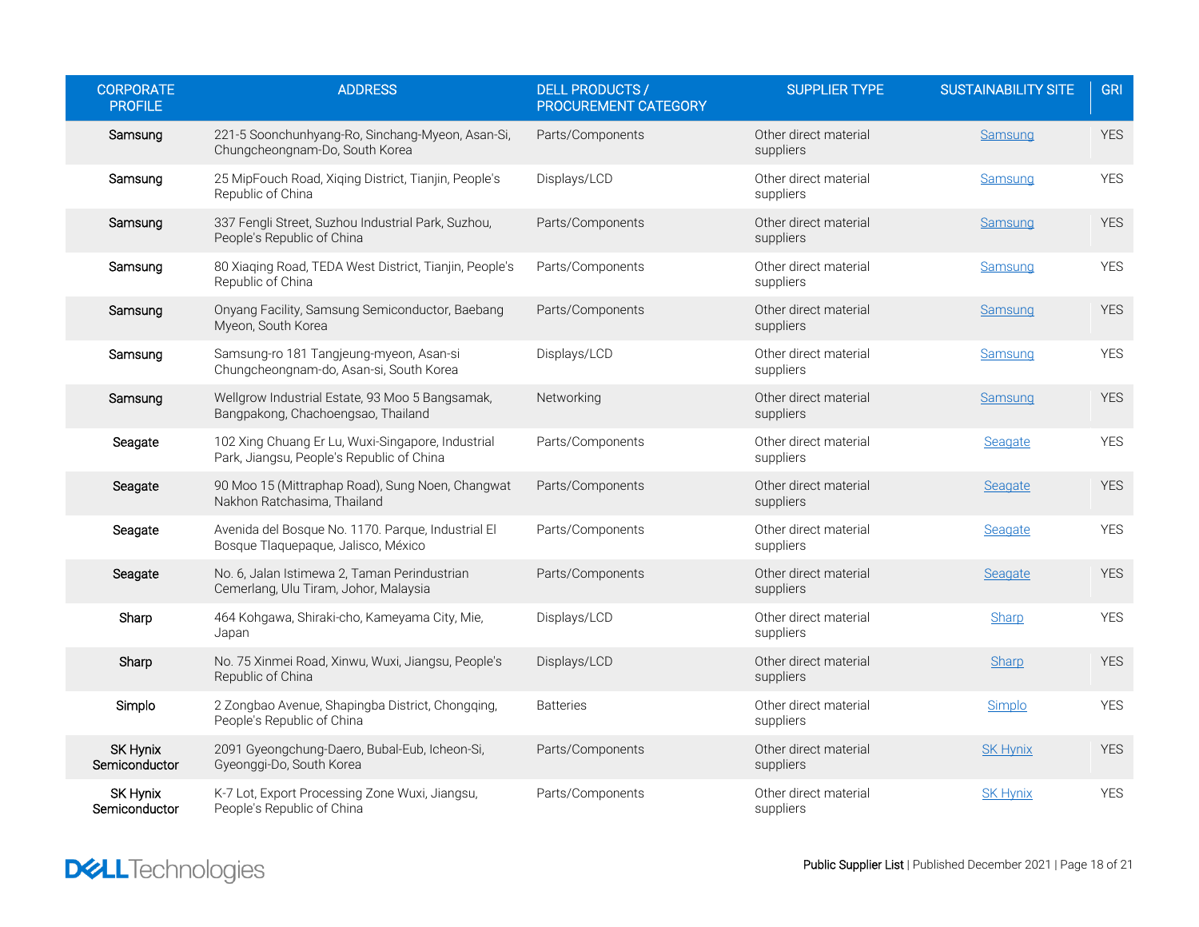| CORPORATE PROFILE | ADDRESS | DELL PRODUCTS / PROCUREMENT CATEGORY | SUPPLIER TYPE | SUSTAINABILITY SITE | GRI |
|---|---|---|---|---|---|
| Samsung | 221-5 Soonchunhyang-Ro, Sinchang-Myeon, Asan-Si, Chungcheongnam-Do, South Korea | Parts/Components | Other direct material suppliers | Samsung | YES |
| Samsung | 25 MipFouch Road, Xiqing District, Tianjin, People's Republic of China | Displays/LCD | Other direct material suppliers | Samsung | YES |
| Samsung | 337 Fengli Street, Suzhou Industrial Park, Suzhou, People's Republic of China | Parts/Components | Other direct material suppliers | Samsung | YES |
| Samsung | 80 Xiaqing Road, TEDA West District, Tianjin, People's Republic of China | Parts/Components | Other direct material suppliers | Samsung | YES |
| Samsung | Onyang Facility, Samsung Semiconductor, Baebang Myeon, South Korea | Parts/Components | Other direct material suppliers | Samsung | YES |
| Samsung | Samsung-ro 181 Tangjeung-myeon, Asan-si Chungcheongnam-do, Asan-si, South Korea | Displays/LCD | Other direct material suppliers | Samsung | YES |
| Samsung | Wellgrow Industrial Estate, 93 Moo 5 Bangsamak, Bangpakong, Chachoengsao, Thailand | Networking | Other direct material suppliers | Samsung | YES |
| Seagate | 102 Xing Chuang Er Lu, Wuxi-Singapore, Industrial Park, Jiangsu, People's Republic of China | Parts/Components | Other direct material suppliers | Seagate | YES |
| Seagate | 90 Moo 15 (Mittraphap Road), Sung Noen, Changwat Nakhon Ratchasima, Thailand | Parts/Components | Other direct material suppliers | Seagate | YES |
| Seagate | Avenida del Bosque No. 1170. Parque, Industrial El Bosque Tlaquepaque, Jalisco, México | Parts/Components | Other direct material suppliers | Seagate | YES |
| Seagate | No. 6, Jalan Istimewa 2, Taman Perindustrian Cemerlang, Ulu Tiram, Johor, Malaysia | Parts/Components | Other direct material suppliers | Seagate | YES |
| Sharp | 464 Kohgawa, Shiraki-cho, Kameyama City, Mie, Japan | Displays/LCD | Other direct material suppliers | Sharp | YES |
| Sharp | No. 75 Xinmei Road, Xinwu, Wuxi, Jiangsu, People's Republic of China | Displays/LCD | Other direct material suppliers | Sharp | YES |
| Simplo | 2 Zongbao Avenue, Shapingba District, Chongqing, People's Republic of China | Batteries | Other direct material suppliers | Simplo | YES |
| SK Hynix Semiconductor | 2091 Gyeongchung-Daero, Bubal-Eub, Icheon-Si, Gyeonggi-Do, South Korea | Parts/Components | Other direct material suppliers | SK Hynix | YES |
| SK Hynix Semiconductor | K-7 Lot, Export Processing Zone Wuxi, Jiangsu, People's Republic of China | Parts/Components | Other direct material suppliers | SK Hynix | YES |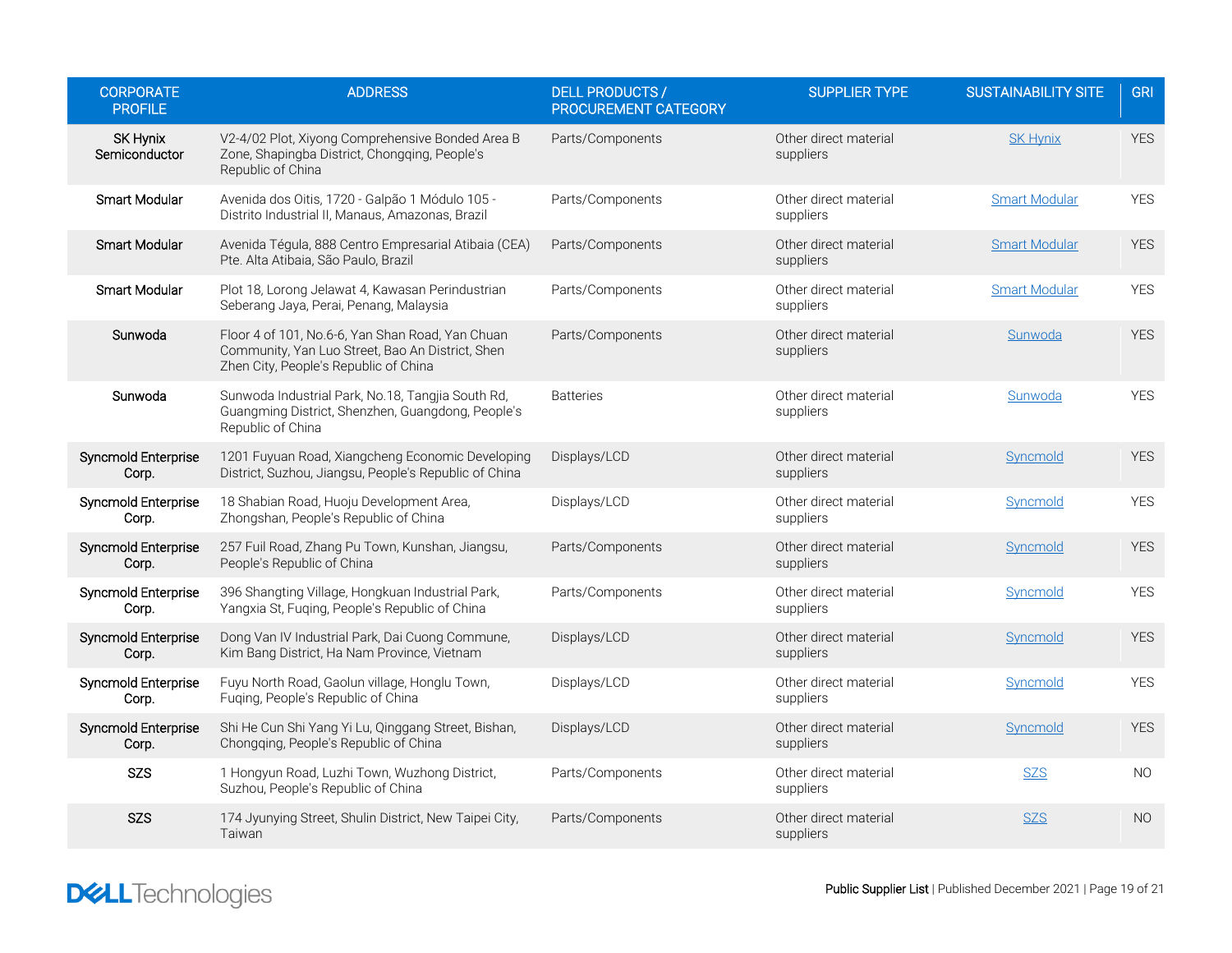| CORPORATE PROFILE | ADDRESS | DELL PRODUCTS / PROCUREMENT CATEGORY | SUPPLIER TYPE | SUSTAINABILITY SITE | GRI |
|---|---|---|---|---|---|
| SK Hynix Semiconductor | V2-4/02 Plot, Xiyong Comprehensive Bonded Area B Zone, Shapingba District, Chongqing, People's Republic of China | Parts/Components | Other direct material suppliers | SK Hynix | YES |
| Smart Modular | Avenida dos Oitis, 1720 - Galpão 1 Módulo 105 - Distrito Industrial II, Manaus, Amazonas, Brazil | Parts/Components | Other direct material suppliers | Smart Modular | YES |
| Smart Modular | Avenida Tégula, 888 Centro Empresarial Atibaia (CEA) Pte. Alta Atibaia, São Paulo, Brazil | Parts/Components | Other direct material suppliers | Smart Modular | YES |
| Smart Modular | Plot 18, Lorong Jelawat 4, Kawasan Perindustrian Seberang Jaya, Perai, Penang, Malaysia | Parts/Components | Other direct material suppliers | Smart Modular | YES |
| Sunwoda | Floor 4 of 101, No.6-6, Yan Shan Road, Yan Chuan Community, Yan Luo Street, Bao An District, Shen Zhen City, People's Republic of China | Parts/Components | Other direct material suppliers | Sunwoda | YES |
| Sunwoda | Sunwoda Industrial Park, No.18, Tangjia South Rd, Guangming District, Shenzhen, Guangdong, People's Republic of China | Batteries | Other direct material suppliers | Sunwoda | YES |
| Syncmold Enterprise Corp. | 1201 Fuyuan Road, Xiangcheng Economic Developing District, Suzhou, Jiangsu, People's Republic of China | Displays/LCD | Other direct material suppliers | Syncmold | YES |
| Syncmold Enterprise Corp. | 18 Shabian Road, Huoju Development Area, Zhongshan, People's Republic of China | Displays/LCD | Other direct material suppliers | Syncmold | YES |
| Syncmold Enterprise Corp. | 257 Fuil Road, Zhang Pu Town, Kunshan, Jiangsu, People's Republic of China | Parts/Components | Other direct material suppliers | Syncmold | YES |
| Syncmold Enterprise Corp. | 396 Shangting Village, Hongkuan Industrial Park, Yangxia St, Fuqing, People's Republic of China | Parts/Components | Other direct material suppliers | Syncmold | YES |
| Syncmold Enterprise Corp. | Dong Van IV Industrial Park, Dai Cuong Commune, Kim Bang District, Ha Nam Province, Vietnam | Displays/LCD | Other direct material suppliers | Syncmold | YES |
| Syncmold Enterprise Corp. | Fuyu North Road, Gaolun village, Honglu Town, Fuqing, People's Republic of China | Displays/LCD | Other direct material suppliers | Syncmold | YES |
| Syncmold Enterprise Corp. | Shi He Cun Shi Yang Yi Lu, Qinggang Street, Bishan, Chongqing, People's Republic of China | Displays/LCD | Other direct material suppliers | Syncmold | YES |
| SZS | 1 Hongyun Road, Luzhi Town, Wuzhong District, Suzhou, People's Republic of China | Parts/Components | Other direct material suppliers | SZS | NO |
| SZS | 174 Jyunying Street, Shulin District, New Taipei City, Taiwan | Parts/Components | Other direct material suppliers | SZS | NO |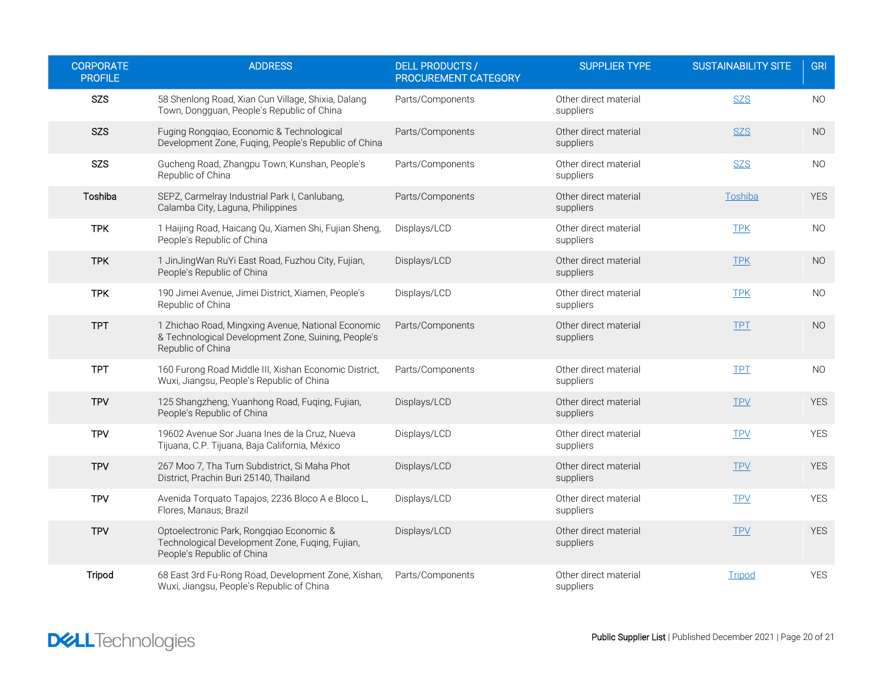| CORPORATE PROFILE | ADDRESS | DELL PRODUCTS / PROCUREMENT CATEGORY | SUPPLIER TYPE | SUSTAINABILITY SITE | GRI |
|---|---|---|---|---|---|
| SZS | 58 Shenlong Road, Xian Cun Village, Shixia, Dalang Town, Dongguan, People's Republic of China | Parts/Components | Other direct material suppliers | SZS | NO |
| SZS | Fuging Rongqiao, Economic & Technological Development Zone, Fuqing, People's Republic of China | Parts/Components | Other direct material suppliers | SZS | NO |
| SZS | Gucheng Road, Zhangpu Town, Kunshan, People's Republic of China | Parts/Components | Other direct material suppliers | SZS | NO |
| Toshiba | SEPZ, Carmelray Industrial Park I, Canlubang, Calamba City, Laguna, Philippines | Parts/Components | Other direct material suppliers | Toshiba | YES |
| TPK | 1 Haijing Road, Haicang Qu, Xiamen Shi, Fujian Sheng, People's Republic of China | Displays/LCD | Other direct material suppliers | TPK | NO |
| TPK | 1 JinJingWan RuYi East Road, Fuzhou City, Fujian, People's Republic of China | Displays/LCD | Other direct material suppliers | TPK | NO |
| TPK | 190 Jimei Avenue, Jimei District, Xiamen, People's Republic of China | Displays/LCD | Other direct material suppliers | TPK | NO |
| TPT | 1 Zhichao Road, Mingxing Avenue, National Economic & Technological Development Zone, Suining, People's Republic of China | Parts/Components | Other direct material suppliers | TPT | NO |
| TPT | 160 Furong Road Middle III, Xishan Economic District, Wuxi, Jiangsu, People's Republic of China | Parts/Components | Other direct material suppliers | TPT | NO |
| TPV | 125 Shangzheng, Yuanhong Road, Fuqing, Fujian, People's Republic of China | Displays/LCD | Other direct material suppliers | TPV | YES |
| TPV | 19602 Avenue Sor Juana Ines de la Cruz, Nueva Tijuana, C.P. Tijuana, Baja California, México | Displays/LCD | Other direct material suppliers | TPV | YES |
| TPV | 267 Moo 7, Tha Tum Subdistrict, Si Maha Phot District, Prachin Buri 25140, Thailand | Displays/LCD | Other direct material suppliers | TPV | YES |
| TPV | Avenida Torquato Tapajos, 2236 Bloco A e Bloco L, Flores, Manaus, Brazil | Displays/LCD | Other direct material suppliers | TPV | YES |
| TPV | Optoelectronic Park, Rongqiao Economic & Technological Development Zone, Fuqing, Fujian, People's Republic of China | Displays/LCD | Other direct material suppliers | TPV | YES |
| Tripod | 68 East 3rd Fu-Rong Road, Development Zone, Xishan, Wuxi, Jiangsu, People's Republic of China | Parts/Components | Other direct material suppliers | Tripod | YES |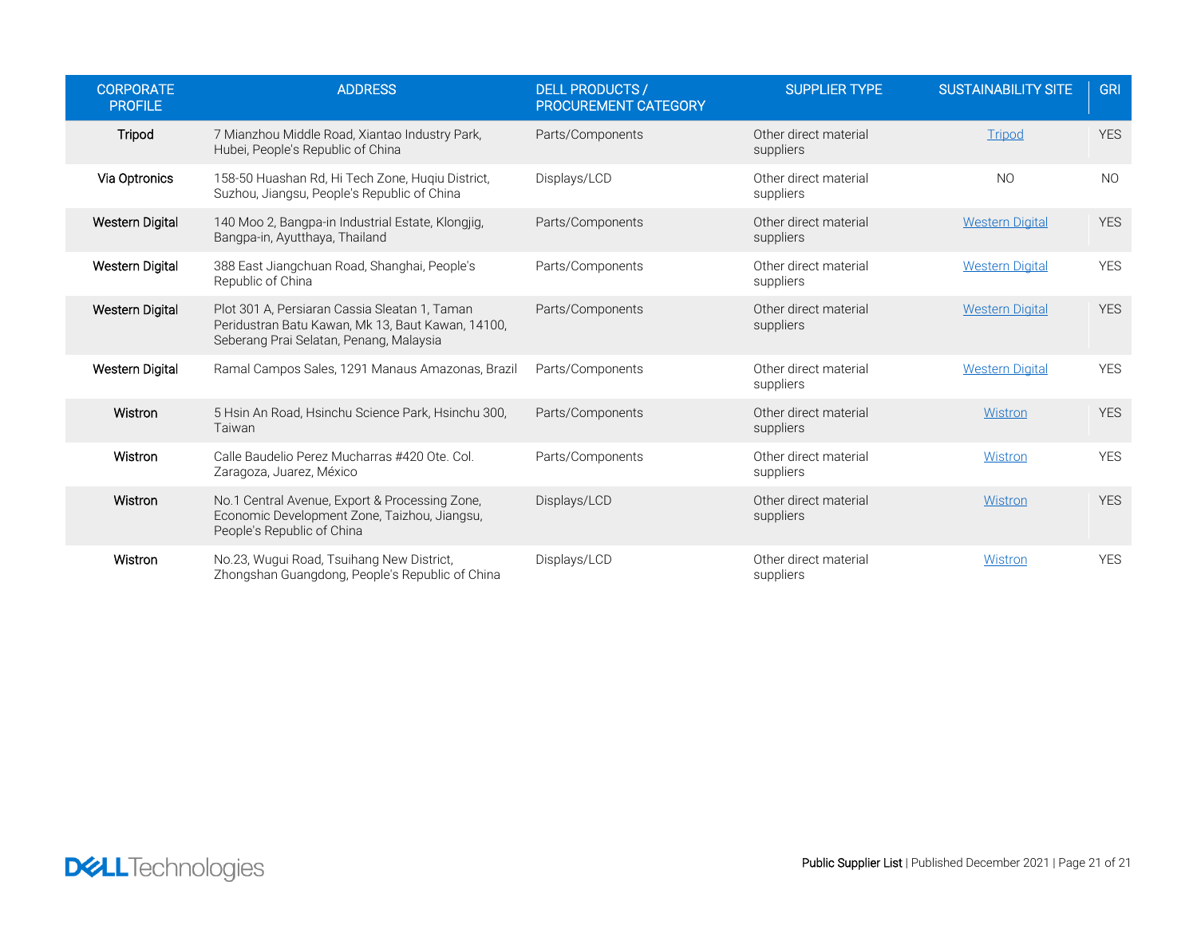| CORPORATE PROFILE | ADDRESS | DELL PRODUCTS / PROCUREMENT CATEGORY | SUPPLIER TYPE | SUSTAINABILITY SITE | GRI |
|---|---|---|---|---|---|
| Tripod | 7 Mianzhou Middle Road, Xiantao Industry Park, Hubei, People's Republic of China | Parts/Components | Other direct material suppliers | Tripod | YES |
| Via Optronics | 158-50 Huashan Rd, Hi Tech Zone, Huqiu District, Suzhou, Jiangsu, People's Republic of China | Displays/LCD | Other direct material suppliers | NO | NO |
| Western Digital | 140 Moo 2, Bangpa-in Industrial Estate, Klongjig, Bangpa-in, Ayutthaya, Thailand | Parts/Components | Other direct material suppliers | Western Digital | YES |
| Western Digital | 388 East Jiangchuan Road, Shanghai, People's Republic of China | Parts/Components | Other direct material suppliers | Western Digital | YES |
| Western Digital | Plot 301 A, Persiaran Cassia Sleatan 1, Taman Peridustran Batu Kawan, Mk 13, Baut Kawan, 14100, Seberang Prai Selatan, Penang, Malaysia | Parts/Components | Other direct material suppliers | Western Digital | YES |
| Western Digital | Ramal Campos Sales, 1291 Manaus Amazonas, Brazil | Parts/Components | Other direct material suppliers | Western Digital | YES |
| Wistron | 5 Hsin An Road, Hsinchu Science Park, Hsinchu 300, Taiwan | Parts/Components | Other direct material suppliers | Wistron | YES |
| Wistron | Calle Baudelio Perez Mucharras #420 Ote. Col. Zaragoza, Juarez, México | Parts/Components | Other direct material suppliers | Wistron | YES |
| Wistron | No.1 Central Avenue, Export & Processing Zone, Economic Development Zone, Taizhou, Jiangsu, People's Republic of China | Displays/LCD | Other direct material suppliers | Wistron | YES |
| Wistron | No.23, Wugui Road, Tsuihang New District, Zhongshan Guangdong, People's Republic of China | Displays/LCD | Other direct material suppliers | Wistron | YES |